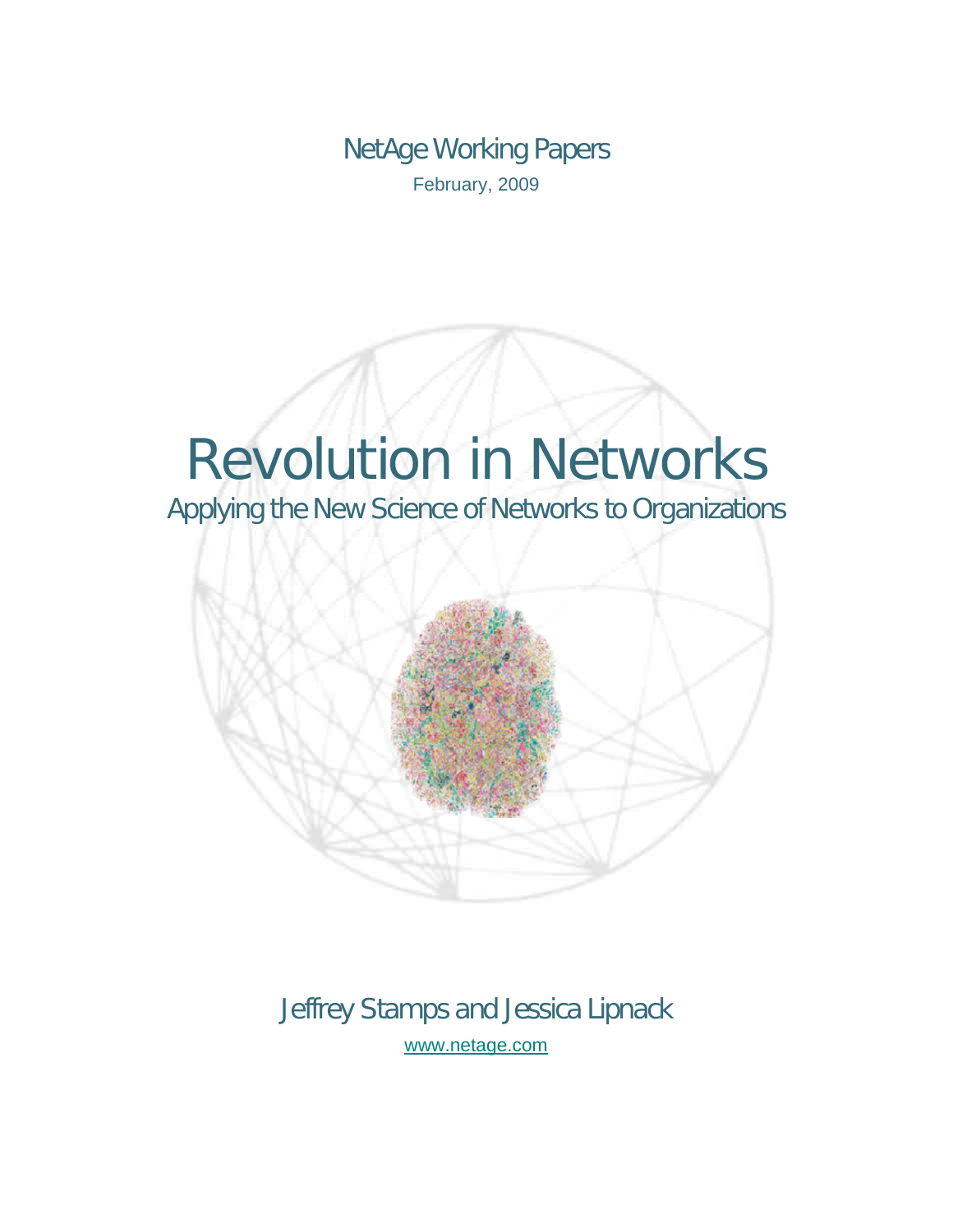NetAge Working Papers

February, 2009

# Revolution in Networks

## Applying the New Science of Networks to Organizations

Jeffrey Stamps and Jessica Lipnack

www.netage.com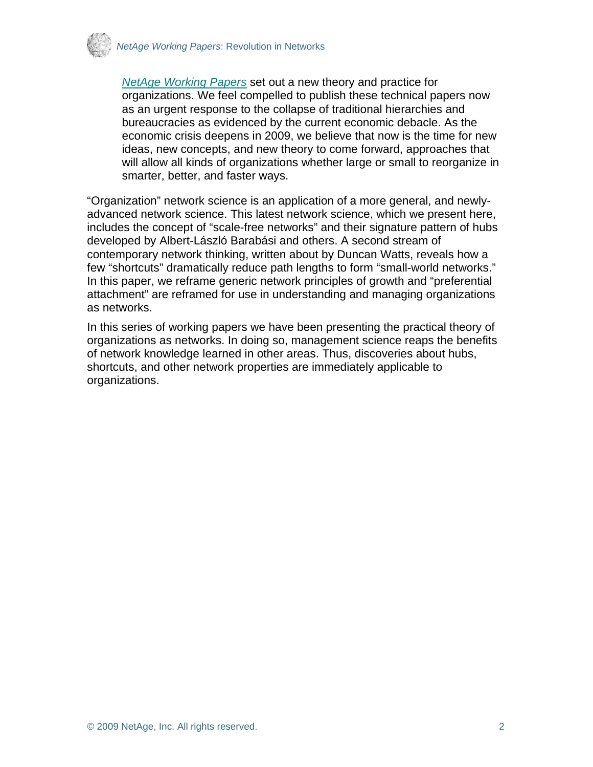> *NetAge Working Papers* set out a new theory and practice for organizations. We feel compelled to publish these technical papers now as an urgent response to the collapse of traditional hierarchies and bureaucracies as evidenced by the current economic debacle. As the economic crisis deepens in 2009, we believe that now is the time for new ideas, new concepts, and new theory to come forward, approaches that will allow all kinds of organizations whether large or small to reorganize in smarter, better, and faster ways.

"Organization" network science is an application of a more general, and newly-advanced network science. This latest network science, which we present here, includes the concept of "scale-free networks" and their signature pattern of hubs developed by Albert-László Barabási and others. A second stream of contemporary network thinking, written about by Duncan Watts, reveals how a few "shortcuts" dramatically reduce path lengths to form "small-world networks." In this paper, we reframe generic network principles of growth and "preferential attachment" are reframed for use in understanding and managing organizations as networks.

In this series of working papers we have been presenting the practical theory of organizations as networks. In doing so, management science reaps the benefits of network knowledge learned in other areas. Thus, discoveries about hubs, shortcuts, and other network properties are immediately applicable to organizations.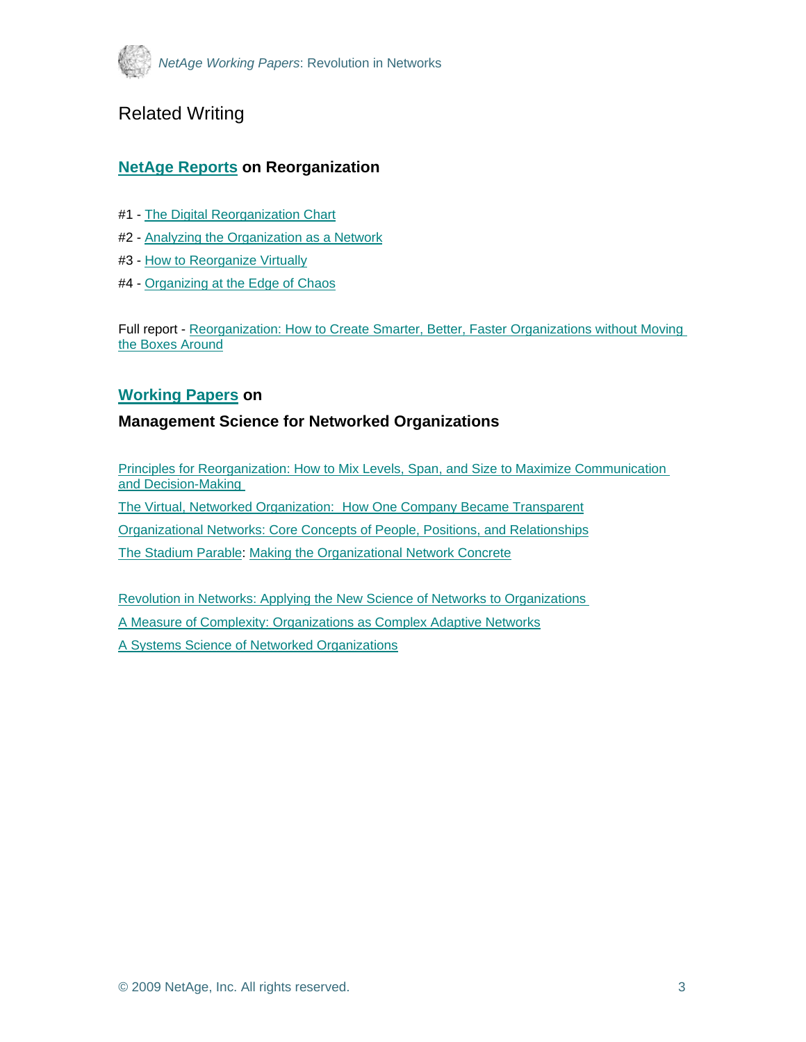# Related Writing

## NetAge Reports on Reorganization

#1 - The Digital Reorganization Chart

#2 - Analyzing the Organization as a Network

#3 - How to Reorganize Virtually

#4 - Organizing at the Edge of Chaos

Full report - Reorganization: How to Create Smarter, Better, Faster Organizations without Moving the Boxes Around

## Working Papers on

## Management Science for Networked Organizations

Principles for Reorganization: How to Mix Levels, Span, and Size to Maximize Communication and Decision-Making

The Virtual, Networked Organization: How One Company Became Transparent

Organizational Networks: Core Concepts of People, Positions, and Relationships

The Stadium Parable: Making the Organizational Network Concrete

Revolution in Networks: Applying the New Science of Networks to Organizations

A Measure of Complexity: Organizations as Complex Adaptive Networks

A Systems Science of Networked Organizations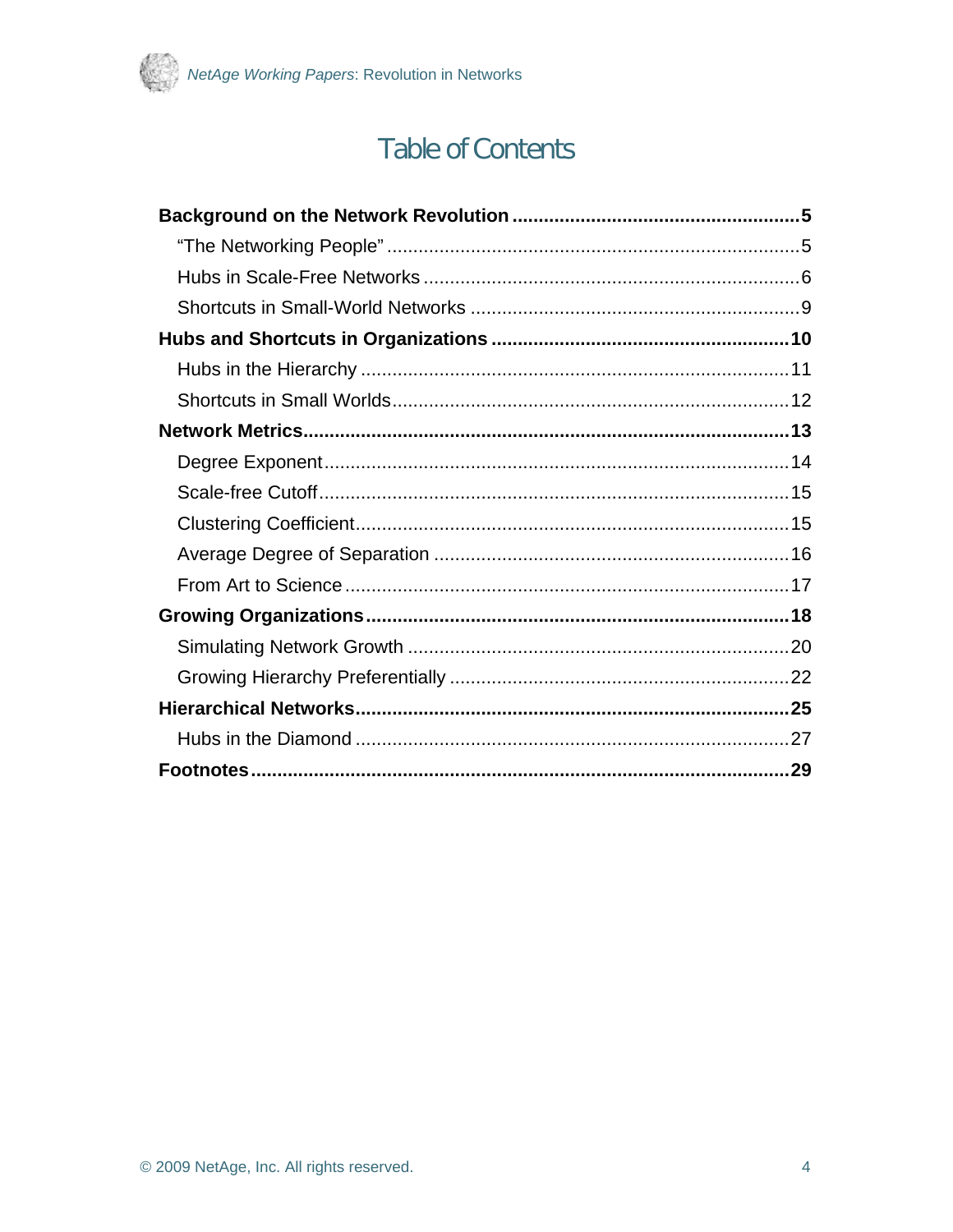# Table of Contents

**Background on the Network Revolution** ...... **5**

- "The Networking People" ...... 5
- Hubs in Scale-Free Networks ...... 6
- Shortcuts in Small-World Networks ...... 9

**Hubs and Shortcuts in Organizations** ...... **10**

- Hubs in the Hierarchy ...... 11
- Shortcuts in Small Worlds ...... 12

**Network Metrics** ...... **13**

- Degree Exponent ...... 14
- Scale-free Cutoff ...... 15
- Clustering Coefficient ...... 15
- Average Degree of Separation ...... 16
- From Art to Science ...... 17

**Growing Organizations** ...... **18**

- Simulating Network Growth ...... 20
- Growing Hierarchy Preferentially ...... 22

**Hierarchical Networks** ...... **25**

- Hubs in the Diamond ...... 27

**Footnotes** ...... **29**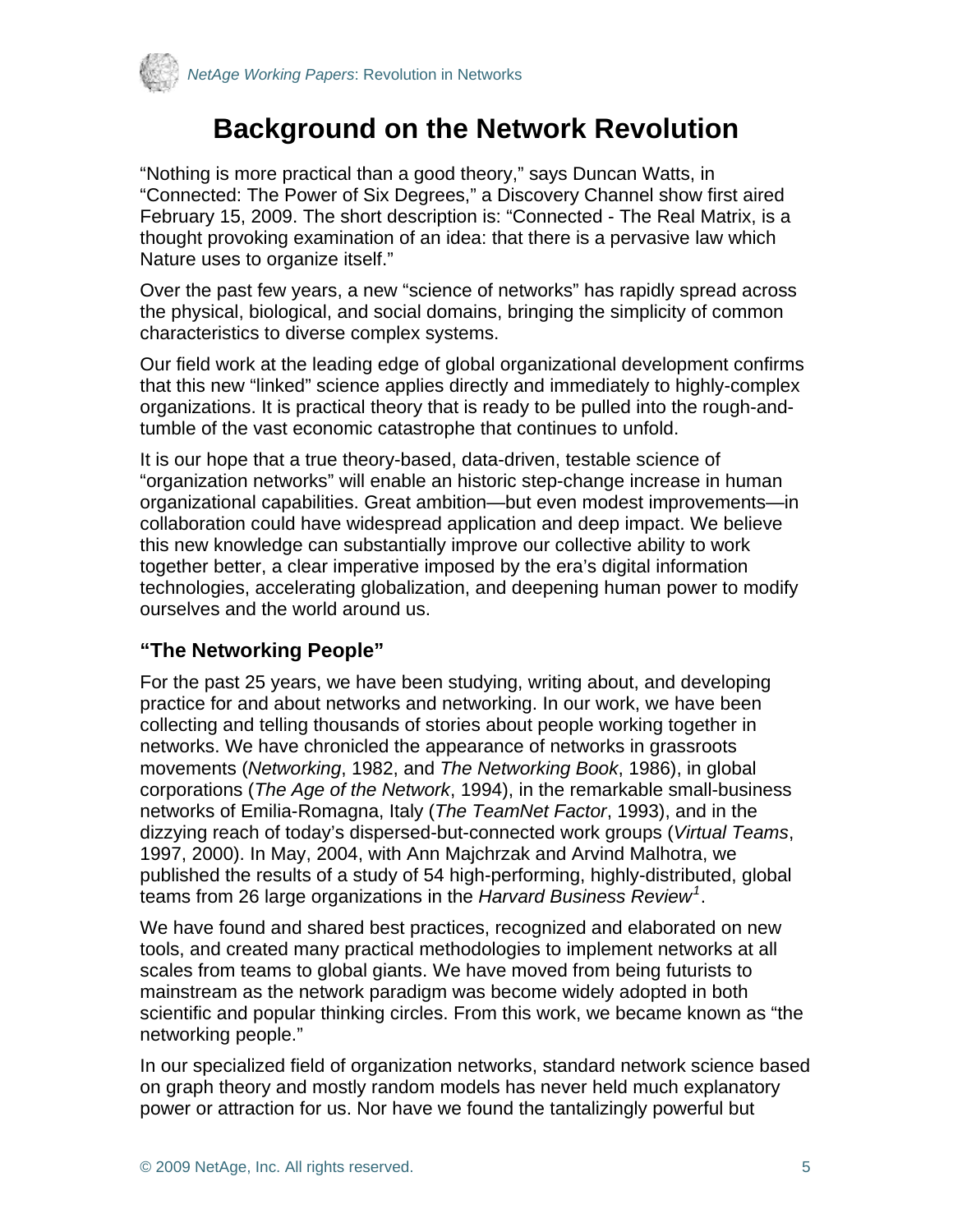# Background on the Network Revolution

"Nothing is more practical than a good theory," says Duncan Watts, in "Connected: The Power of Six Degrees," a Discovery Channel show first aired February 15, 2009. The short description is: "Connected - The Real Matrix, is a thought provoking examination of an idea: that there is a pervasive law which Nature uses to organize itself."

Over the past few years, a new "science of networks" has rapidly spread across the physical, biological, and social domains, bringing the simplicity of common characteristics to diverse complex systems.

Our field work at the leading edge of global organizational development confirms that this new "linked" science applies directly and immediately to highly-complex organizations. It is practical theory that is ready to be pulled into the rough-and-tumble of the vast economic catastrophe that continues to unfold.

It is our hope that a true theory-based, data-driven, testable science of "organization networks" will enable an historic step-change increase in human organizational capabilities. Great ambition—but even modest improvements—in collaboration could have widespread application and deep impact. We believe this new knowledge can substantially improve our collective ability to work together better, a clear imperative imposed by the era's digital information technologies, accelerating globalization, and deepening human power to modify ourselves and the world around us.

### "The Networking People"

For the past 25 years, we have been studying, writing about, and developing practice for and about networks and networking. In our work, we have been collecting and telling thousands of stories about people working together in networks. We have chronicled the appearance of networks in grassroots movements (*Networking*, 1982, and *The Networking Book*, 1986), in global corporations (*The Age of the Network*, 1994), in the remarkable small-business networks of Emilia-Romagna, Italy (*The TeamNet Factor*, 1993), and in the dizzying reach of today's dispersed-but-connected work groups (*Virtual Teams*, 1997, 2000). In May, 2004, with Ann Majchrzak and Arvind Malhotra, we published the results of a study of 54 high-performing, highly-distributed, global teams from 26 large organizations in the *Harvard Business Review*[1].

We have found and shared best practices, recognized and elaborated on new tools, and created many practical methodologies to implement networks at all scales from teams to global giants. We have moved from being futurists to mainstream as the network paradigm was become widely adopted in both scientific and popular thinking circles. From this work, we became known as "the networking people."

In our specialized field of organization networks, standard network science based on graph theory and mostly random models has never held much explanatory power or attraction for us. Nor have we found the tantalizingly powerful but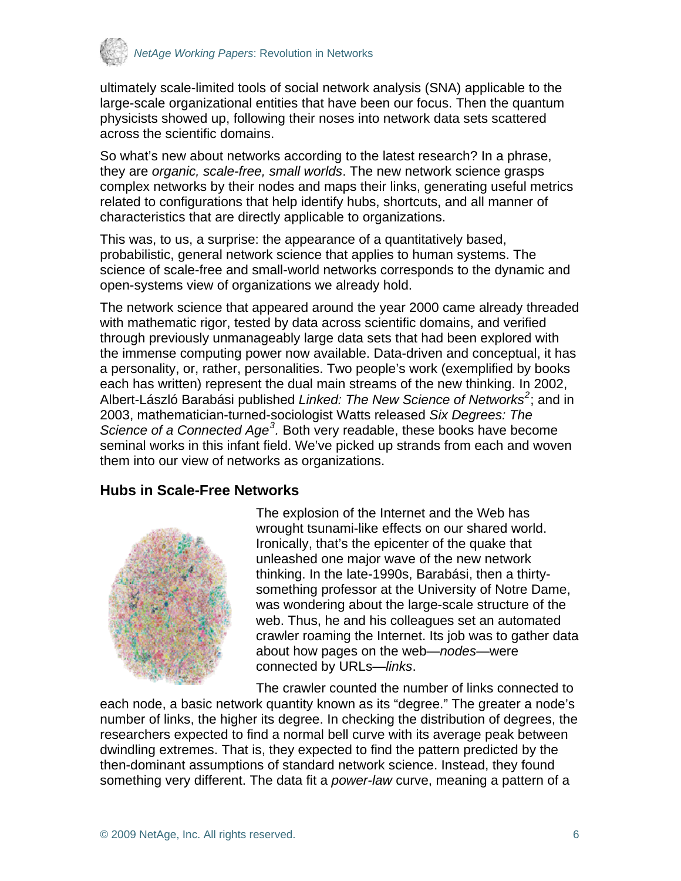ultimately scale-limited tools of social network analysis (SNA) applicable to the large-scale organizational entities that have been our focus. Then the quantum physicists showed up, following their noses into network data sets scattered across the scientific domains.

So what's new about networks according to the latest research? In a phrase, they are *organic, scale-free, small worlds*. The new network science grasps complex networks by their nodes and maps their links, generating useful metrics related to configurations that help identify hubs, shortcuts, and all manner of characteristics that are directly applicable to organizations.

This was, to us, a surprise: the appearance of a quantitatively based, probabilistic, general network science that applies to human systems. The science of scale-free and small-world networks corresponds to the dynamic and open-systems view of organizations we already hold.

The network science that appeared around the year 2000 came already threaded with mathematic rigor, tested by data across scientific domains, and verified through previously unmanageably large data sets that had been explored with the immense computing power now available. Data-driven and conceptual, it has a personality, or, rather, personalities. Two people's work (exemplified by books each has written) represent the dual main streams of the new thinking. In 2002, Albert-László Barabási published *Linked: The New Science of Networks*[2]; and in 2003, mathematician-turned-sociologist Watts released *Six Degrees: The Science of a Connected Age*[3]. Both very readable, these books have become seminal works in this infant field. We've picked up strands from each and woven them into our view of networks as organizations.

## Hubs in Scale-Free Networks

The explosion of the Internet and the Web has wrought tsunami-like effects on our shared world. Ironically, that's the epicenter of the quake that unleashed one major wave of the new network thinking. In the late-1990s, Barabási, then a thirty-something professor at the University of Notre Dame, was wondering about the large-scale structure of the web. Thus, he and his colleagues set an automated crawler roaming the Internet. Its job was to gather data about how pages on the web—*nodes*—were connected by URLs—*links*.

The crawler counted the number of links connected to each node, a basic network quantity known as its "degree." The greater a node's number of links, the higher its degree. In checking the distribution of degrees, the researchers expected to find a normal bell curve with its average peak between dwindling extremes. That is, they expected to find the pattern predicted by the then-dominant assumptions of standard network science. Instead, they found something very different. The data fit a *power-law* curve, meaning a pattern of a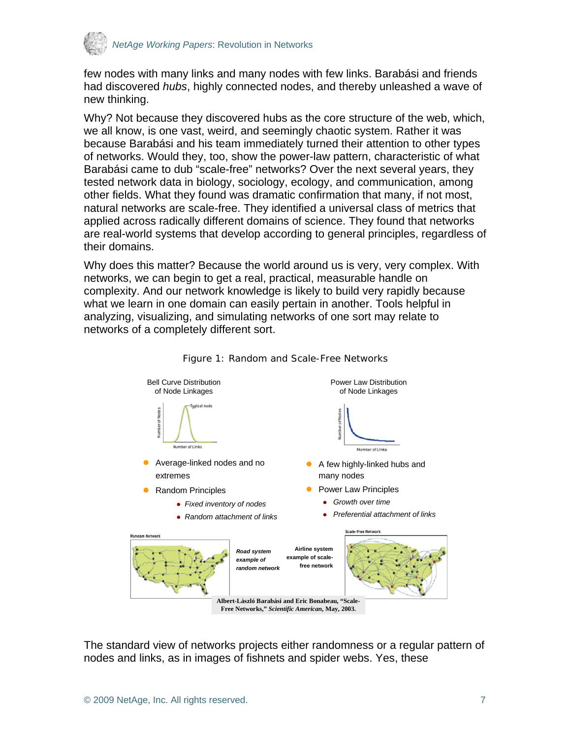few nodes with many links and many nodes with few links. Barabási and friends had discovered *hubs*, highly connected nodes, and thereby unleashed a wave of new thinking.

Why? Not because they discovered hubs as the core structure of the web, which, we all know, is one vast, weird, and seemingly chaotic system. Rather it was because Barabási and his team immediately turned their attention to other types of networks. Would they, too, show the power-law pattern, characteristic of what Barabási came to dub "scale-free" networks? Over the next several years, they tested network data in biology, sociology, ecology, and communication, among other fields. What they found was dramatic confirmation that many, if not most, natural networks are scale-free. They identified a universal class of metrics that applied across radically different domains of science. They found that networks are real-world systems that develop according to general principles, regardless of their domains.

Why does this matter? Because the world around us is very, very complex. With networks, we can begin to get a real, practical, measurable handle on complexity. And our network knowledge is likely to build very rapidly because what we learn in one domain can easily pertain in another. Tools helpful in analyzing, visualizing, and simulating networks of one sort may relate to networks of a completely different sort.

Figure 1: Random and Scale-Free Networks

Bell Curve Distribution of Node Linkages

Typical node

Number of Nodes

Number of Links

- Average-linked nodes and no extremes
- Random Principles
  - *Fixed inventory of nodes*
  - *Random attachment of links*

Power Law Distribution of Node Linkages

Number of Nodes

Number of Links

- A few highly-linked hubs and many nodes
- Power Law Principles
  - *Growth over time*
  - *Preferential attachment of links*

Random Network

***Road system example of random network***

**Airline system example of scale-free network**

Scale-Free Network

**Albert-László Barabási and Eric Bonabeau, "Scale-Free Networks," *Scientific American*, May, 2003.**

The standard view of networks projects either randomness or a regular pattern of nodes and links, as in images of fishnets and spider webs. Yes, these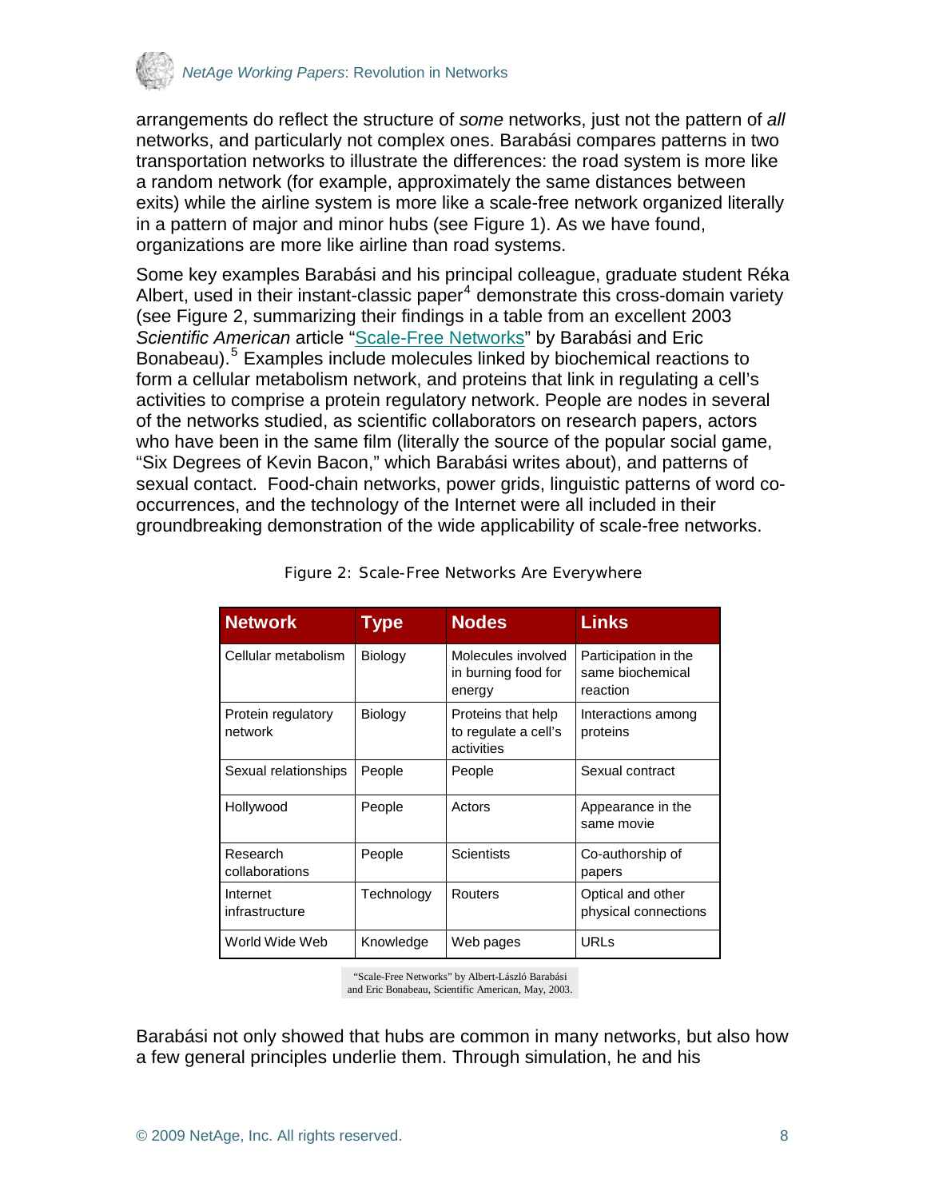arrangements do reflect the structure of *some* networks, just not the pattern of *all* networks, and particularly not complex ones. Barabási compares patterns in two transportation networks to illustrate the differences: the road system is more like a random network (for example, approximately the same distances between exits) while the airline system is more like a scale-free network organized literally in a pattern of major and minor hubs (see Figure 1). As we have found, organizations are more like airline than road systems.

Some key examples Barabási and his principal colleague, graduate student Réka Albert, used in their instant-classic paper[4] demonstrate this cross-domain variety (see Figure 2, summarizing their findings in a table from an excellent 2003 *Scientific American* article "Scale-Free Networks" by Barabási and Eric Bonabeau).[5] Examples include molecules linked by biochemical reactions to form a cellular metabolism network, and proteins that link in regulating a cell's activities to comprise a protein regulatory network. People are nodes in several of the networks studied, as scientific collaborators on research papers, actors who have been in the same film (literally the source of the popular social game, "Six Degrees of Kevin Bacon," which Barabási writes about), and patterns of sexual contact. Food-chain networks, power grids, linguistic patterns of word co-occurrences, and the technology of the Internet were all included in their groundbreaking demonstration of the wide applicability of scale-free networks.

Figure 2: Scale-Free Networks Are Everywhere

| Network | Type | Nodes | Links |
| --- | --- | --- | --- |
| Cellular metabolism | Biology | Molecules involved in burning food for energy | Participation in the same biochemical reaction |
| Protein regulatory network | Biology | Proteins that help to regulate a cell's activities | Interactions among proteins |
| Sexual relationships | People | People | Sexual contract |
| Hollywood | People | Actors | Appearance in the same movie |
| Research collaborations | People | Scientists | Co-authorship of papers |
| Internet infrastructure | Technology | Routers | Optical and other physical connections |
| World Wide Web | Knowledge | Web pages | URLs |

"Scale-Free Networks" by Albert-László Barabási and Eric Bonabeau, Scientific American, May, 2003.

Barabási not only showed that hubs are common in many networks, but also how a few general principles underlie them. Through simulation, he and his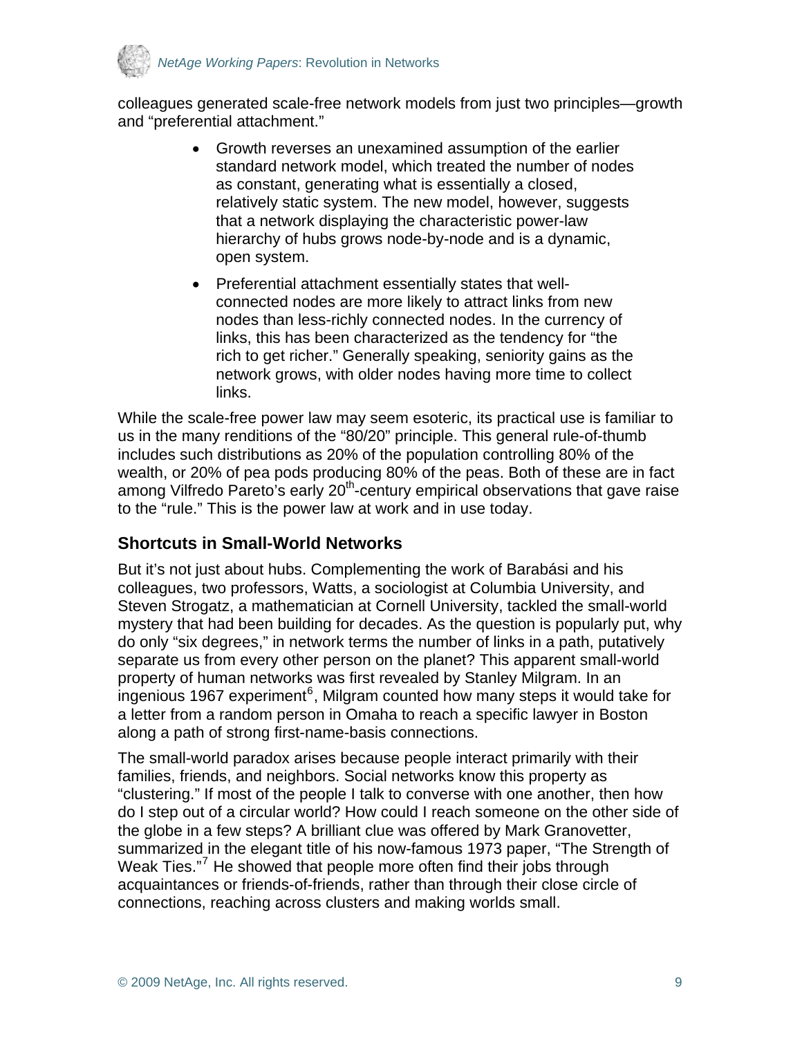colleagues generated scale-free network models from just two principles—growth and "preferential attachment."

- Growth reverses an unexamined assumption of the earlier standard network model, which treated the number of nodes as constant, generating what is essentially a closed, relatively static system. The new model, however, suggests that a network displaying the characteristic power-law hierarchy of hubs grows node-by-node and is a dynamic, open system.
- Preferential attachment essentially states that well-connected nodes are more likely to attract links from new nodes than less-richly connected nodes. In the currency of links, this has been characterized as the tendency for "the rich to get richer." Generally speaking, seniority gains as the network grows, with older nodes having more time to collect links.

While the scale-free power law may seem esoteric, its practical use is familiar to us in the many renditions of the "80/20" principle. This general rule-of-thumb includes such distributions as 20% of the population controlling 80% of the wealth, or 20% of pea pods producing 80% of the peas. Both of these are in fact among Vilfredo Pareto's early 20th-century empirical observations that gave raise to the "rule." This is the power law at work and in use today.

## Shortcuts in Small-World Networks

But it's not just about hubs. Complementing the work of Barabási and his colleagues, two professors, Watts, a sociologist at Columbia University, and Steven Strogatz, a mathematician at Cornell University, tackled the small-world mystery that had been building for decades. As the question is popularly put, why do only "six degrees," in network terms the number of links in a path, putatively separate us from every other person on the planet? This apparent small-world property of human networks was first revealed by Stanley Milgram. In an ingenious 1967 experiment[6], Milgram counted how many steps it would take for a letter from a random person in Omaha to reach a specific lawyer in Boston along a path of strong first-name-basis connections.

The small-world paradox arises because people interact primarily with their families, friends, and neighbors. Social networks know this property as "clustering." If most of the people I talk to converse with one another, then how do I step out of a circular world? How could I reach someone on the other side of the globe in a few steps? A brilliant clue was offered by Mark Granovetter, summarized in the elegant title of his now-famous 1973 paper, "The Strength of Weak Ties."[7] He showed that people more often find their jobs through acquaintances or friends-of-friends, rather than through their close circle of connections, reaching across clusters and making worlds small.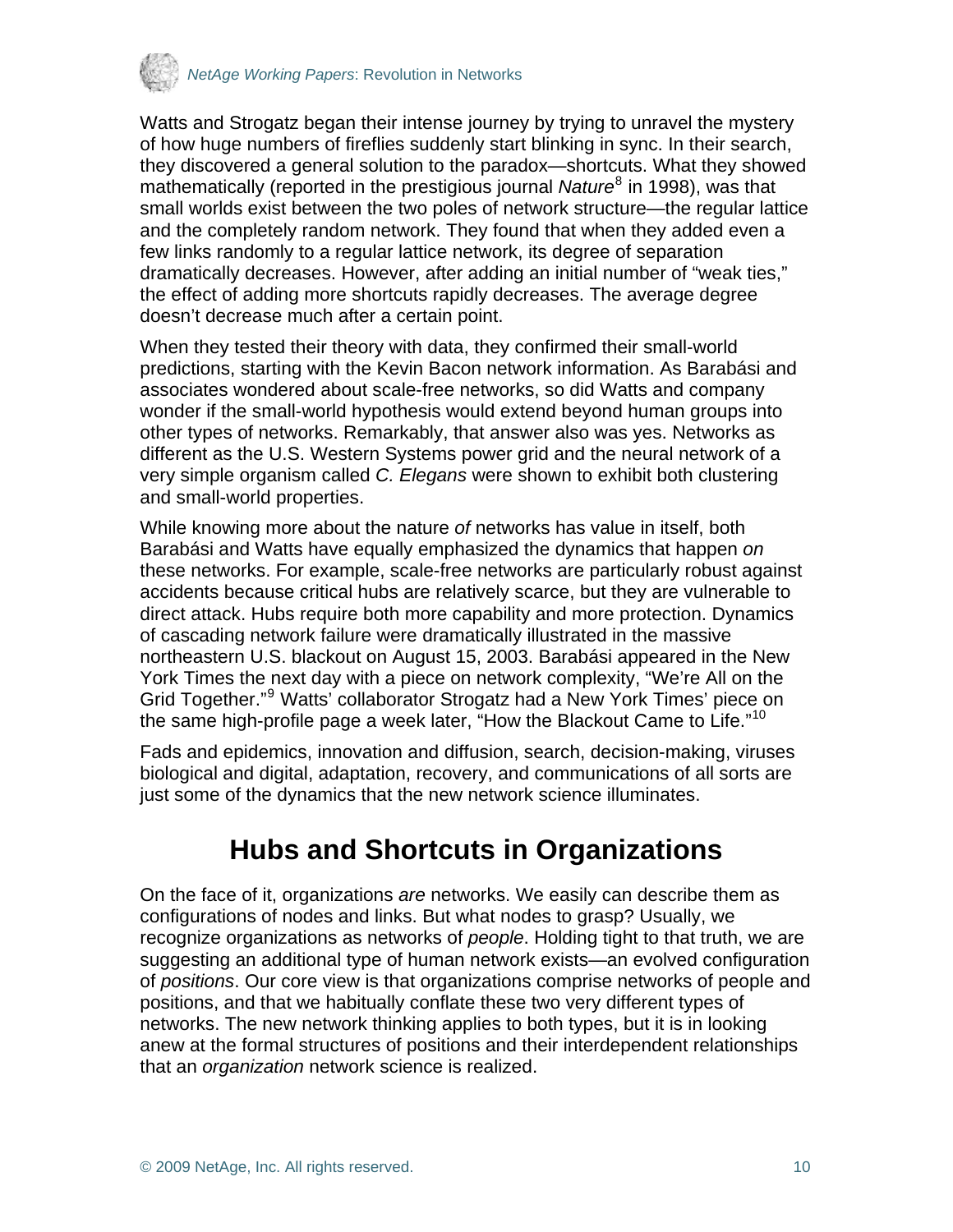Watts and Strogatz began their intense journey by trying to unravel the mystery of how huge numbers of fireflies suddenly start blinking in sync. In their search, they discovered a general solution to the paradox—shortcuts. What they showed mathematically (reported in the prestigious journal *Nature*[8] in 1998), was that small worlds exist between the two poles of network structure—the regular lattice and the completely random network. They found that when they added even a few links randomly to a regular lattice network, its degree of separation dramatically decreases. However, after adding an initial number of "weak ties," the effect of adding more shortcuts rapidly decreases. The average degree doesn't decrease much after a certain point.

When they tested their theory with data, they confirmed their small-world predictions, starting with the Kevin Bacon network information. As Barabási and associates wondered about scale-free networks, so did Watts and company wonder if the small-world hypothesis would extend beyond human groups into other types of networks. Remarkably, that answer also was yes. Networks as different as the U.S. Western Systems power grid and the neural network of a very simple organism called *C. Elegans* were shown to exhibit both clustering and small-world properties.

While knowing more about the nature *of* networks has value in itself, both Barabási and Watts have equally emphasized the dynamics that happen *on* these networks. For example, scale-free networks are particularly robust against accidents because critical hubs are relatively scarce, but they are vulnerable to direct attack. Hubs require both more capability and more protection. Dynamics of cascading network failure were dramatically illustrated in the massive northeastern U.S. blackout on August 15, 2003. Barabási appeared in the New York Times the next day with a piece on network complexity, "We're All on the Grid Together."[9] Watts' collaborator Strogatz had a New York Times' piece on the same high-profile page a week later, "How the Blackout Came to Life."[10]

Fads and epidemics, innovation and diffusion, search, decision-making, viruses biological and digital, adaptation, recovery, and communications of all sorts are just some of the dynamics that the new network science illuminates.

## Hubs and Shortcuts in Organizations

On the face of it, organizations *are* networks. We easily can describe them as configurations of nodes and links. But what nodes to grasp? Usually, we recognize organizations as networks of *people*. Holding tight to that truth, we are suggesting an additional type of human network exists—an evolved configuration of *positions*. Our core view is that organizations comprise networks of people and positions, and that we habitually conflate these two very different types of networks. The new network thinking applies to both types, but it is in looking anew at the formal structures of positions and their interdependent relationships that an *organization* network science is realized.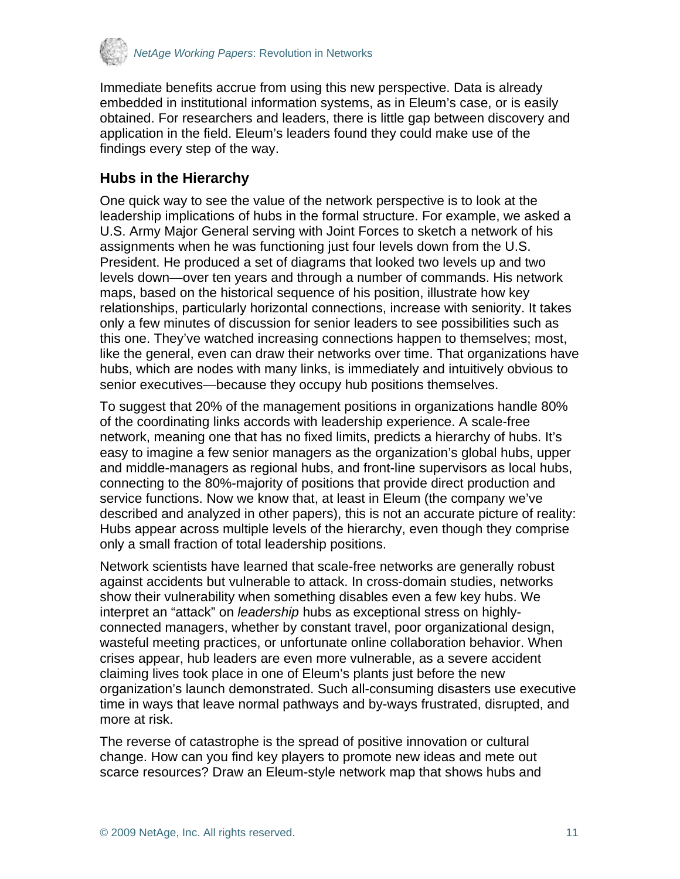Immediate benefits accrue from using this new perspective. Data is already embedded in institutional information systems, as in Eleum's case, or is easily obtained. For researchers and leaders, there is little gap between discovery and application in the field. Eleum's leaders found they could make use of the findings every step of the way.

### Hubs in the Hierarchy

One quick way to see the value of the network perspective is to look at the leadership implications of hubs in the formal structure. For example, we asked a U.S. Army Major General serving with Joint Forces to sketch a network of his assignments when he was functioning just four levels down from the U.S. President. He produced a set of diagrams that looked two levels up and two levels down—over ten years and through a number of commands. His network maps, based on the historical sequence of his position, illustrate how key relationships, particularly horizontal connections, increase with seniority. It takes only a few minutes of discussion for senior leaders to see possibilities such as this one. They've watched increasing connections happen to themselves; most, like the general, even can draw their networks over time. That organizations have hubs, which are nodes with many links, is immediately and intuitively obvious to senior executives—because they occupy hub positions themselves.

To suggest that 20% of the management positions in organizations handle 80% of the coordinating links accords with leadership experience. A scale-free network, meaning one that has no fixed limits, predicts a hierarchy of hubs. It's easy to imagine a few senior managers as the organization's global hubs, upper and middle-managers as regional hubs, and front-line supervisors as local hubs, connecting to the 80%-majority of positions that provide direct production and service functions. Now we know that, at least in Eleum (the company we've described and analyzed in other papers), this is not an accurate picture of reality: Hubs appear across multiple levels of the hierarchy, even though they comprise only a small fraction of total leadership positions.

Network scientists have learned that scale-free networks are generally robust against accidents but vulnerable to attack. In cross-domain studies, networks show their vulnerability when something disables even a few key hubs. We interpret an "attack" on *leadership* hubs as exceptional stress on highly-connected managers, whether by constant travel, poor organizational design, wasteful meeting practices, or unfortunate online collaboration behavior. When crises appear, hub leaders are even more vulnerable, as a severe accident claiming lives took place in one of Eleum's plants just before the new organization's launch demonstrated. Such all-consuming disasters use executive time in ways that leave normal pathways and by-ways frustrated, disrupted, and more at risk.

The reverse of catastrophe is the spread of positive innovation or cultural change. How can you find key players to promote new ideas and mete out scarce resources? Draw an Eleum-style network map that shows hubs and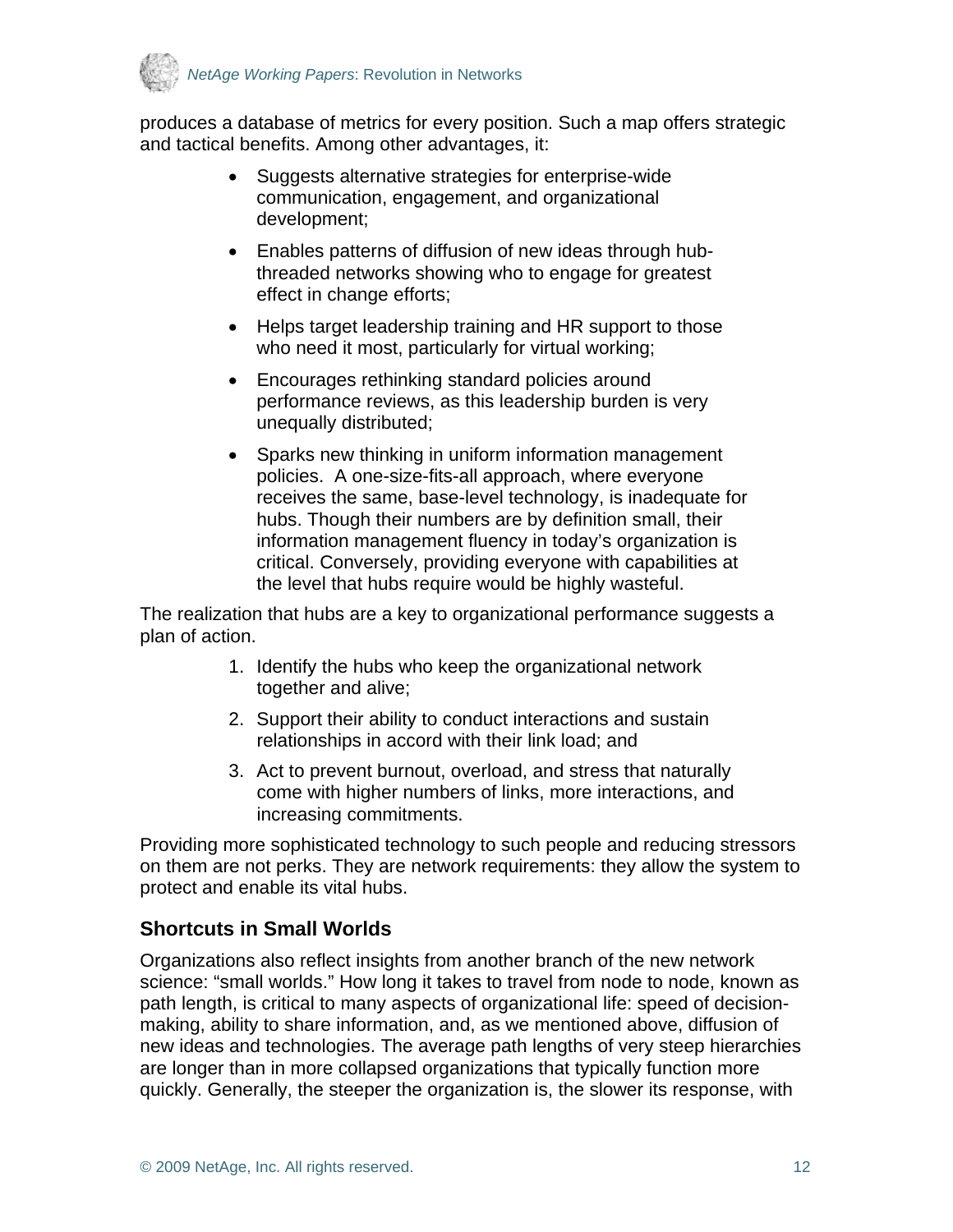produces a database of metrics for every position. Such a map offers strategic and tactical benefits. Among other advantages, it:

- Suggests alternative strategies for enterprise-wide communication, engagement, and organizational development;
- Enables patterns of diffusion of new ideas through hub-threaded networks showing who to engage for greatest effect in change efforts;
- Helps target leadership training and HR support to those who need it most, particularly for virtual working;
- Encourages rethinking standard policies around performance reviews, as this leadership burden is very unequally distributed;
- Sparks new thinking in uniform information management policies. A one-size-fits-all approach, where everyone receives the same, base-level technology, is inadequate for hubs. Though their numbers are by definition small, their information management fluency in today's organization is critical. Conversely, providing everyone with capabilities at the level that hubs require would be highly wasteful.

The realization that hubs are a key to organizational performance suggests a plan of action.

1. Identify the hubs who keep the organizational network together and alive;
2. Support their ability to conduct interactions and sustain relationships in accord with their link load; and
3. Act to prevent burnout, overload, and stress that naturally come with higher numbers of links, more interactions, and increasing commitments.

Providing more sophisticated technology to such people and reducing stressors on them are not perks. They are network requirements: they allow the system to protect and enable its vital hubs.

### Shortcuts in Small Worlds

Organizations also reflect insights from another branch of the new network science: "small worlds." How long it takes to travel from node to node, known as path length, is critical to many aspects of organizational life: speed of decision-making, ability to share information, and, as we mentioned above, diffusion of new ideas and technologies. The average path lengths of very steep hierarchies are longer than in more collapsed organizations that typically function more quickly. Generally, the steeper the organization is, the slower its response, with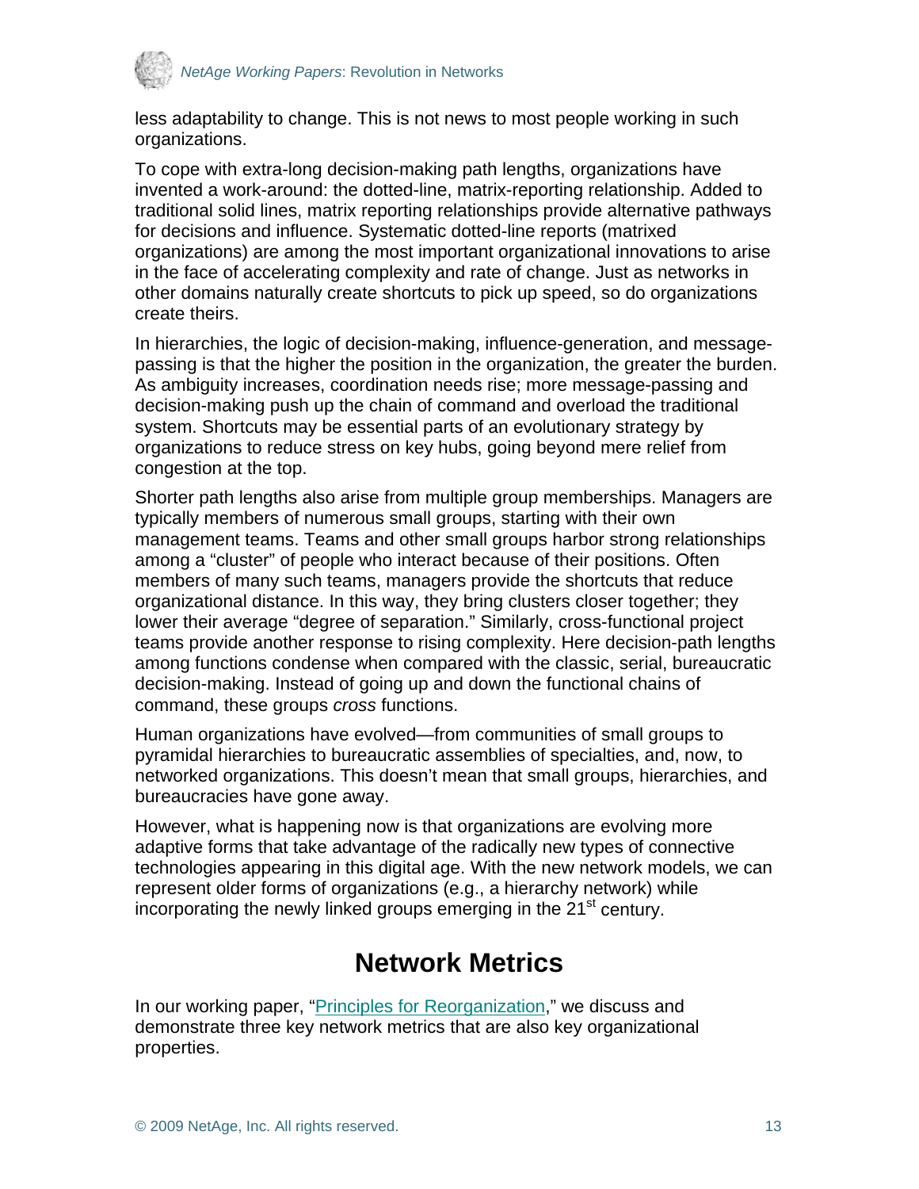less adaptability to change. This is not news to most people working in such organizations.

To cope with extra-long decision-making path lengths, organizations have invented a work-around: the dotted-line, matrix-reporting relationship. Added to traditional solid lines, matrix reporting relationships provide alternative pathways for decisions and influence. Systematic dotted-line reports (matrixed organizations) are among the most important organizational innovations to arise in the face of accelerating complexity and rate of change. Just as networks in other domains naturally create shortcuts to pick up speed, so do organizations create theirs.

In hierarchies, the logic of decision-making, influence-generation, and message-passing is that the higher the position in the organization, the greater the burden. As ambiguity increases, coordination needs rise; more message-passing and decision-making push up the chain of command and overload the traditional system. Shortcuts may be essential parts of an evolutionary strategy by organizations to reduce stress on key hubs, going beyond mere relief from congestion at the top.

Shorter path lengths also arise from multiple group memberships. Managers are typically members of numerous small groups, starting with their own management teams. Teams and other small groups harbor strong relationships among a "cluster" of people who interact because of their positions. Often members of many such teams, managers provide the shortcuts that reduce organizational distance. In this way, they bring clusters closer together; they lower their average "degree of separation." Similarly, cross-functional project teams provide another response to rising complexity. Here decision-path lengths among functions condense when compared with the classic, serial, bureaucratic decision-making. Instead of going up and down the functional chains of command, these groups *cross* functions.

Human organizations have evolved—from communities of small groups to pyramidal hierarchies to bureaucratic assemblies of specialties, and, now, to networked organizations. This doesn't mean that small groups, hierarchies, and bureaucracies have gone away.

However, what is happening now is that organizations are evolving more adaptive forms that take advantage of the radically new types of connective technologies appearing in this digital age. With the new network models, we can represent older forms of organizations (e.g., a hierarchy network) while incorporating the newly linked groups emerging in the 21st century.

## Network Metrics

In our working paper, "[Principles for Reorganization](#)," we discuss and demonstrate three key network metrics that are also key organizational properties.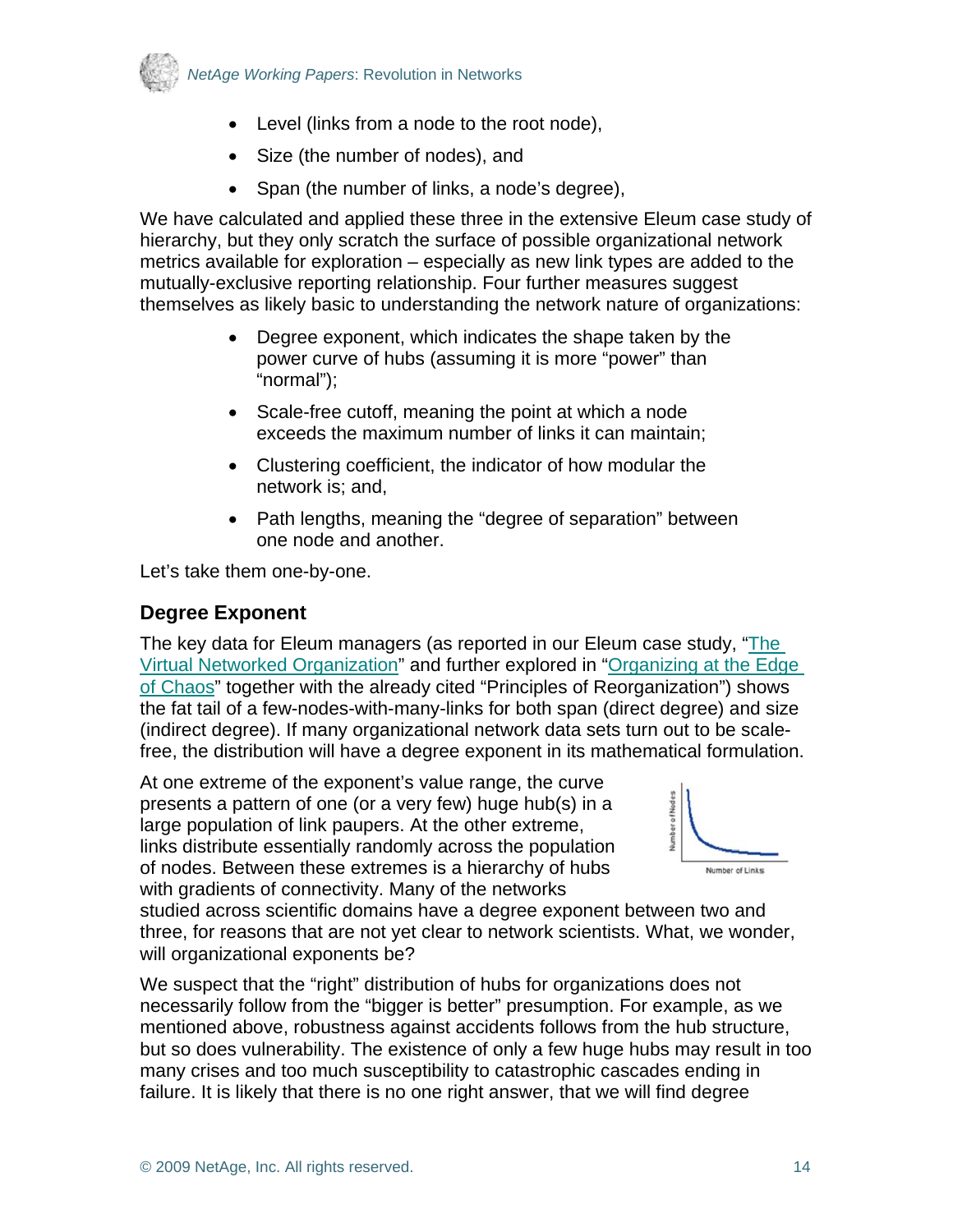- Level (links from a node to the root node),
- Size (the number of nodes), and
- Span (the number of links, a node's degree),

We have calculated and applied these three in the extensive Eleum case study of hierarchy, but they only scratch the surface of possible organizational network metrics available for exploration – especially as new link types are added to the mutually-exclusive reporting relationship. Four further measures suggest themselves as likely basic to understanding the network nature of organizations:

- Degree exponent, which indicates the shape taken by the power curve of hubs (assuming it is more "power" than "normal");
- Scale-free cutoff, meaning the point at which a node exceeds the maximum number of links it can maintain;
- Clustering coefficient, the indicator of how modular the network is; and,
- Path lengths, meaning the "degree of separation" between one node and another.

Let's take them one-by-one.

## Degree Exponent

The key data for Eleum managers (as reported in our Eleum case study, "The Virtual Networked Organization" and further explored in "Organizing at the Edge of Chaos" together with the already cited "Principles of Reorganization") shows the fat tail of a few-nodes-with-many-links for both span (direct degree) and size (indirect degree). If many organizational network data sets turn out to be scale-free, the distribution will have a degree exponent in its mathematical formulation.

At one extreme of the exponent's value range, the curve presents a pattern of one (or a very few) huge hub(s) in a large population of link paupers. At the other extreme, links distribute essentially randomly across the population of nodes. Between these extremes is a hierarchy of hubs with gradients of connectivity. Many of the networks studied across scientific domains have a degree exponent between two and three, for reasons that are not yet clear to network scientists. What, we wonder, will organizational exponents be?

Number of Nodes

Number of Links

We suspect that the "right" distribution of hubs for organizations does not necessarily follow from the "bigger is better" presumption. For example, as we mentioned above, robustness against accidents follows from the hub structure, but so does vulnerability. The existence of only a few huge hubs may result in too many crises and too much susceptibility to catastrophic cascades ending in failure. It is likely that there is no one right answer, that we will find degree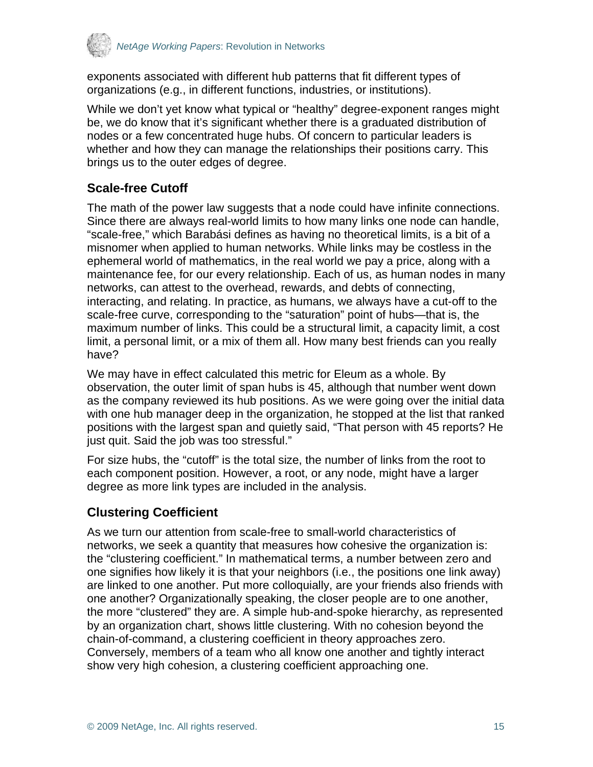exponents associated with different hub patterns that fit different types of organizations (e.g., in different functions, industries, or institutions).

While we don't yet know what typical or "healthy" degree-exponent ranges might be, we do know that it's significant whether there is a graduated distribution of nodes or a few concentrated huge hubs. Of concern to particular leaders is whether and how they can manage the relationships their positions carry. This brings us to the outer edges of degree.

## Scale-free Cutoff

The math of the power law suggests that a node could have infinite connections. Since there are always real-world limits to how many links one node can handle, "scale-free," which Barabási defines as having no theoretical limits, is a bit of a misnomer when applied to human networks. While links may be costless in the ephemeral world of mathematics, in the real world we pay a price, along with a maintenance fee, for our every relationship. Each of us, as human nodes in many networks, can attest to the overhead, rewards, and debts of connecting, interacting, and relating. In practice, as humans, we always have a cut-off to the scale-free curve, corresponding to the "saturation" point of hubs—that is, the maximum number of links. This could be a structural limit, a capacity limit, a cost limit, a personal limit, or a mix of them all. How many best friends can you really have?

We may have in effect calculated this metric for Eleum as a whole. By observation, the outer limit of span hubs is 45, although that number went down as the company reviewed its hub positions. As we were going over the initial data with one hub manager deep in the organization, he stopped at the list that ranked positions with the largest span and quietly said, "That person with 45 reports? He just quit. Said the job was too stressful."

For size hubs, the "cutoff" is the total size, the number of links from the root to each component position. However, a root, or any node, might have a larger degree as more link types are included in the analysis.

## Clustering Coefficient

As we turn our attention from scale-free to small-world characteristics of networks, we seek a quantity that measures how cohesive the organization is: the "clustering coefficient." In mathematical terms, a number between zero and one signifies how likely it is that your neighbors (i.e., the positions one link away) are linked to one another. Put more colloquially, are your friends also friends with one another? Organizationally speaking, the closer people are to one another, the more "clustered" they are. A simple hub-and-spoke hierarchy, as represented by an organization chart, shows little clustering. With no cohesion beyond the chain-of-command, a clustering coefficient in theory approaches zero. Conversely, members of a team who all know one another and tightly interact show very high cohesion, a clustering coefficient approaching one.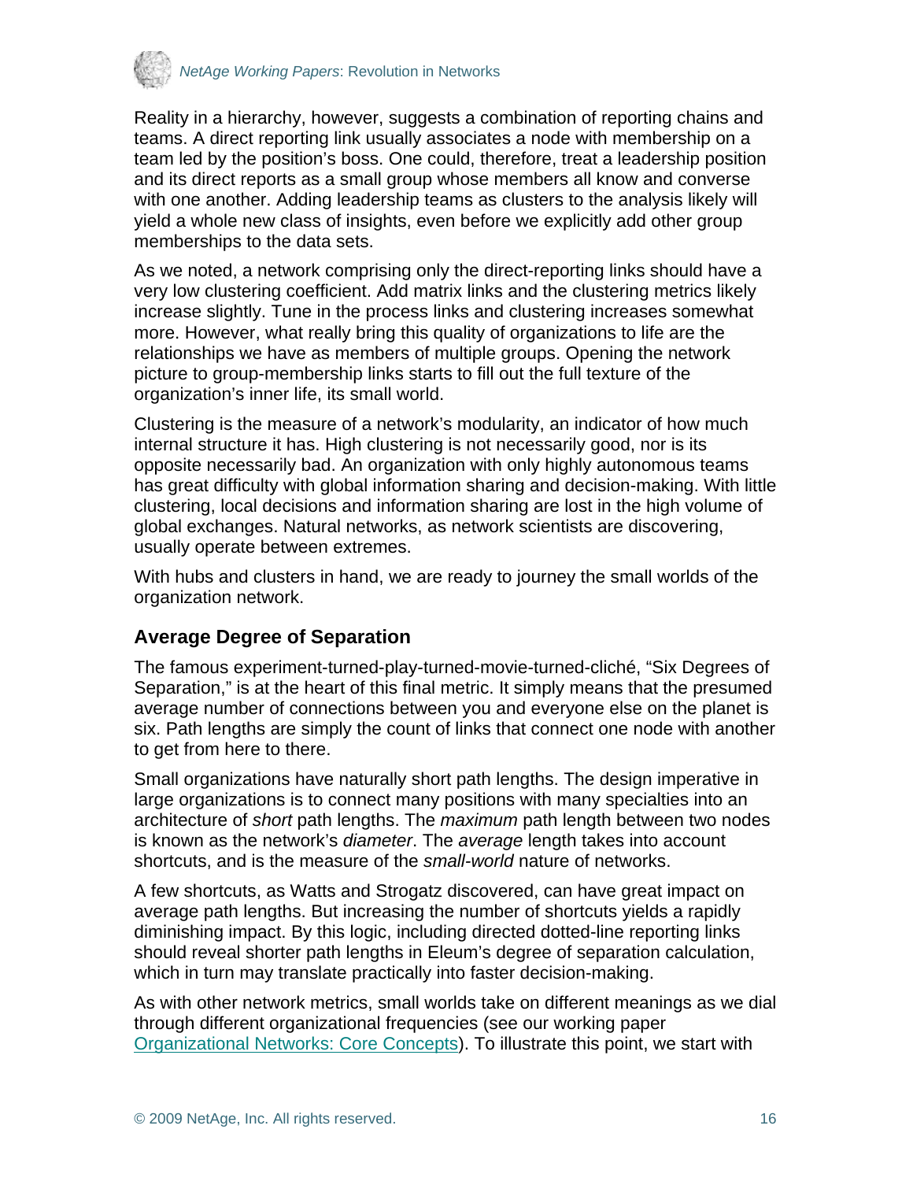Reality in a hierarchy, however, suggests a combination of reporting chains and teams. A direct reporting link usually associates a node with membership on a team led by the position's boss. One could, therefore, treat a leadership position and its direct reports as a small group whose members all know and converse with one another. Adding leadership teams as clusters to the analysis likely will yield a whole new class of insights, even before we explicitly add other group memberships to the data sets.

As we noted, a network comprising only the direct-reporting links should have a very low clustering coefficient. Add matrix links and the clustering metrics likely increase slightly. Tune in the process links and clustering increases somewhat more. However, what really bring this quality of organizations to life are the relationships we have as members of multiple groups. Opening the network picture to group-membership links starts to fill out the full texture of the organization's inner life, its small world.

Clustering is the measure of a network's modularity, an indicator of how much internal structure it has. High clustering is not necessarily good, nor is its opposite necessarily bad. An organization with only highly autonomous teams has great difficulty with global information sharing and decision-making. With little clustering, local decisions and information sharing are lost in the high volume of global exchanges. Natural networks, as network scientists are discovering, usually operate between extremes.

With hubs and clusters in hand, we are ready to journey the small worlds of the organization network.

### Average Degree of Separation

The famous experiment-turned-play-turned-movie-turned-cliché, "Six Degrees of Separation," is at the heart of this final metric. It simply means that the presumed average number of connections between you and everyone else on the planet is six. Path lengths are simply the count of links that connect one node with another to get from here to there.

Small organizations have naturally short path lengths. The design imperative in large organizations is to connect many positions with many specialties into an architecture of *short* path lengths. The *maximum* path length between two nodes is known as the network's *diameter*. The *average* length takes into account shortcuts, and is the measure of the *small-world* nature of networks.

A few shortcuts, as Watts and Strogatz discovered, can have great impact on average path lengths. But increasing the number of shortcuts yields a rapidly diminishing impact. By this logic, including directed dotted-line reporting links should reveal shorter path lengths in Eleum's degree of separation calculation, which in turn may translate practically into faster decision-making.

As with other network metrics, small worlds take on different meanings as we dial through different organizational frequencies (see our working paper Organizational Networks: Core Concepts). To illustrate this point, we start with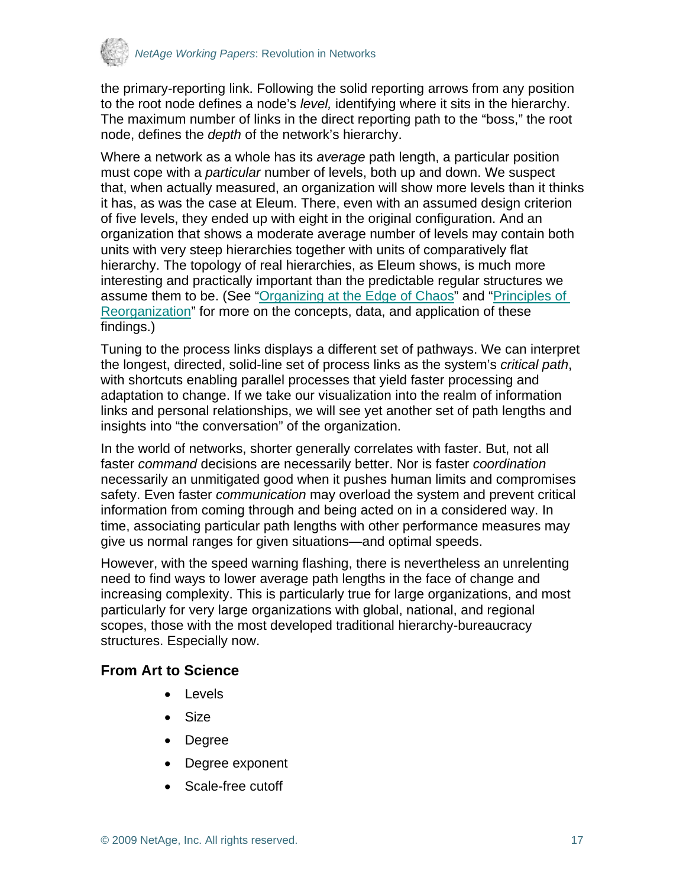the primary-reporting link. Following the solid reporting arrows from any position to the root node defines a node's *level,* identifying where it sits in the hierarchy. The maximum number of links in the direct reporting path to the "boss," the root node, defines the *depth* of the network's hierarchy.

Where a network as a whole has its *average* path length, a particular position must cope with a *particular* number of levels, both up and down. We suspect that, when actually measured, an organization will show more levels than it thinks it has, as was the case at Eleum. There, even with an assumed design criterion of five levels, they ended up with eight in the original configuration. And an organization that shows a moderate average number of levels may contain both units with very steep hierarchies together with units of comparatively flat hierarchy. The topology of real hierarchies, as Eleum shows, is much more interesting and practically important than the predictable regular structures we assume them to be. (See "Organizing at the Edge of Chaos" and "Principles of Reorganization" for more on the concepts, data, and application of these findings.)

Tuning to the process links displays a different set of pathways. We can interpret the longest, directed, solid-line set of process links as the system's *critical path*, with shortcuts enabling parallel processes that yield faster processing and adaptation to change. If we take our visualization into the realm of information links and personal relationships, we will see yet another set of path lengths and insights into "the conversation" of the organization.

In the world of networks, shorter generally correlates with faster. But, not all faster *command* decisions are necessarily better. Nor is faster *coordination* necessarily an unmitigated good when it pushes human limits and compromises safety. Even faster *communication* may overload the system and prevent critical information from coming through and being acted on in a considered way. In time, associating particular path lengths with other performance measures may give us normal ranges for given situations—and optimal speeds.

However, with the speed warning flashing, there is nevertheless an unrelenting need to find ways to lower average path lengths in the face of change and increasing complexity. This is particularly true for large organizations, and most particularly for very large organizations with global, national, and regional scopes, those with the most developed traditional hierarchy-bureaucracy structures. Especially now.

### From Art to Science

- Levels
- Size
- Degree
- Degree exponent
- Scale-free cutoff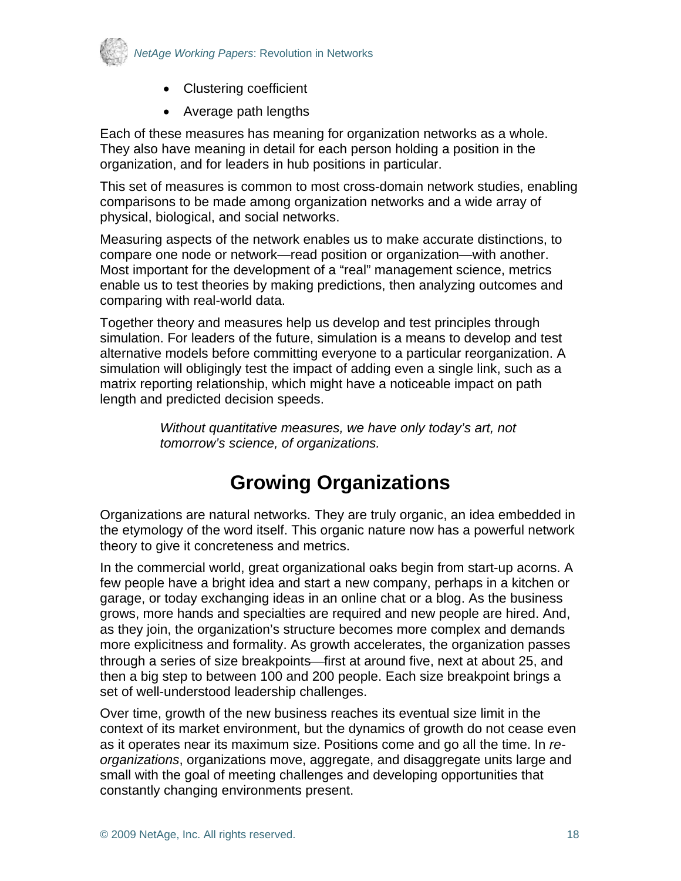- Clustering coefficient
- Average path lengths

Each of these measures has meaning for organization networks as a whole. They also have meaning in detail for each person holding a position in the organization, and for leaders in hub positions in particular.

This set of measures is common to most cross-domain network studies, enabling comparisons to be made among organization networks and a wide array of physical, biological, and social networks.

Measuring aspects of the network enables us to make accurate distinctions, to compare one node or network—read position or organization—with another. Most important for the development of a "real" management science, metrics enable us to test theories by making predictions, then analyzing outcomes and comparing with real-world data.

Together theory and measures help us develop and test principles through simulation. For leaders of the future, simulation is a means to develop and test alternative models before committing everyone to a particular reorganization. A simulation will obligingly test the impact of adding even a single link, such as a matrix reporting relationship, which might have a noticeable impact on path length and predicted decision speeds.

> *Without quantitative measures, we have only today's art, not tomorrow's science, of organizations.*

## Growing Organizations

Organizations are natural networks. They are truly organic, an idea embedded in the etymology of the word itself. This organic nature now has a powerful network theory to give it concreteness and metrics.

In the commercial world, great organizational oaks begin from start-up acorns. A few people have a bright idea and start a new company, perhaps in a kitchen or garage, or today exchanging ideas in an online chat or a blog. As the business grows, more hands and specialties are required and new people are hired. And, as they join, the organization's structure becomes more complex and demands more explicitness and formality. As growth accelerates, the organization passes through a series of size breakpoints—first at around five, next at about 25, and then a big step to between 100 and 200 people. Each size breakpoint brings a set of well-understood leadership challenges.

Over time, growth of the new business reaches its eventual size limit in the context of its market environment, but the dynamics of growth do not cease even as it operates near its maximum size. Positions come and go all the time. In *re-organizations*, organizations move, aggregate, and disaggregate units large and small with the goal of meeting challenges and developing opportunities that constantly changing environments present.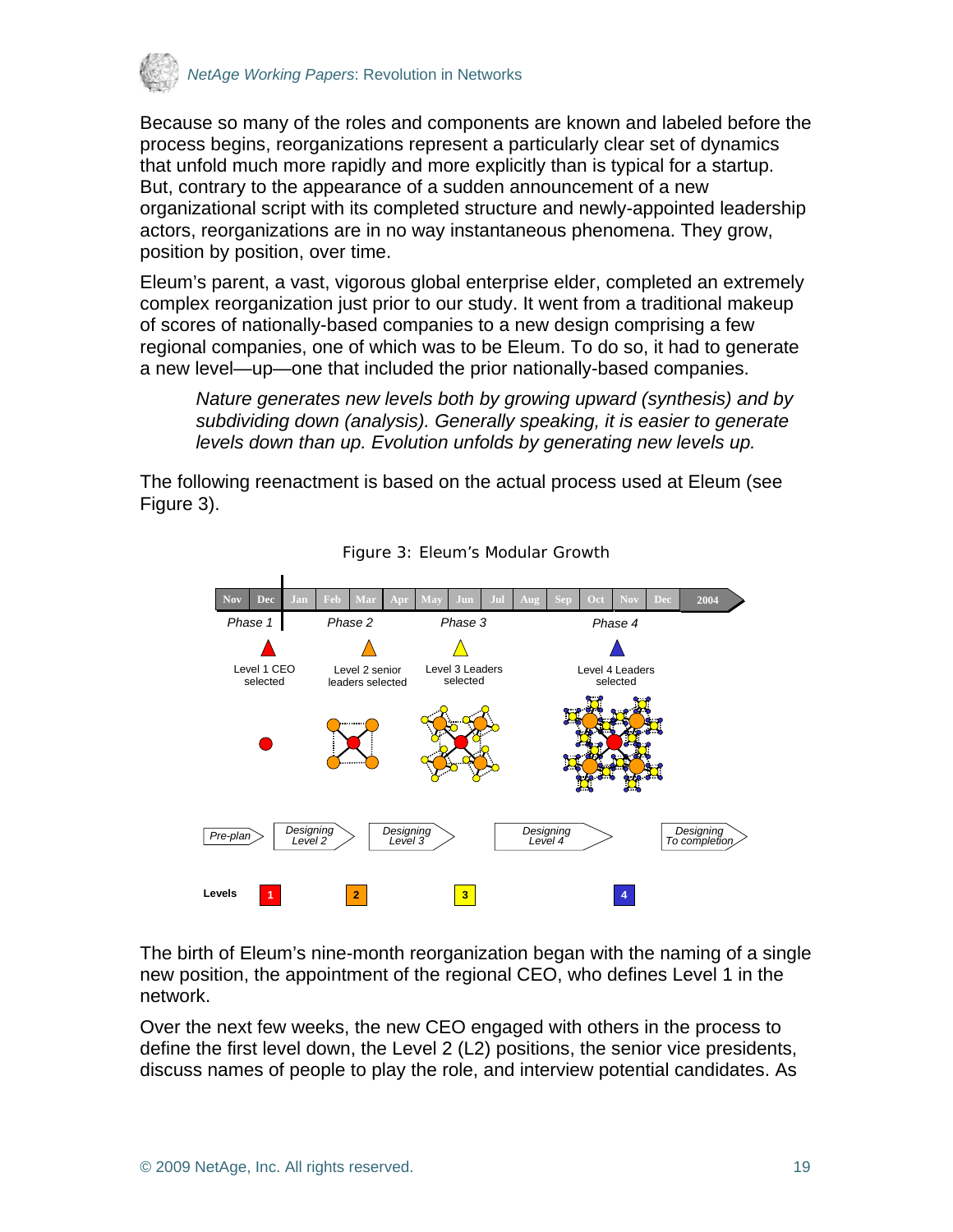Because so many of the roles and components are known and labeled before the process begins, reorganizations represent a particularly clear set of dynamics that unfold much more rapidly and more explicitly than is typical for a startup. But, contrary to the appearance of a sudden announcement of a new organizational script with its completed structure and newly-appointed leadership actors, reorganizations are in no way instantaneous phenomena. They grow, position by position, over time.

Eleum's parent, a vast, vigorous global enterprise elder, completed an extremely complex reorganization just prior to our study. It went from a traditional makeup of scores of nationally-based companies to a new design comprising a few regional companies, one of which was to be Eleum. To do so, it had to generate a new level—up—one that included the prior nationally-based companies.

> *Nature generates new levels both by growing upward (synthesis) and by subdividing down (analysis). Generally speaking, it is easier to generate levels down than up. Evolution unfolds by generating new levels up.*

The following reenactment is based on the actual process used at Eleum (see Figure 3).

Figure 3: Eleum's Modular Growth

Nov Dec Jan Feb Mar Apr May Jun Jul Aug Sep Oct Nov Dec 2004

Phase 1 — Level 1 CEO selected

Phase 2 — Level 2 senior leaders selected

Phase 3 — Level 3 Leaders selected

Phase 4 — Level 4 Leaders selected

Pre-plan

Designing Level 2

Designing Level 3

Designing Level 4

Designing To completion

Levels 1 2 3 4

The birth of Eleum's nine-month reorganization began with the naming of a single new position, the appointment of the regional CEO, who defines Level 1 in the network.

Over the next few weeks, the new CEO engaged with others in the process to define the first level down, the Level 2 (L2) positions, the senior vice presidents, discuss names of people to play the role, and interview potential candidates. As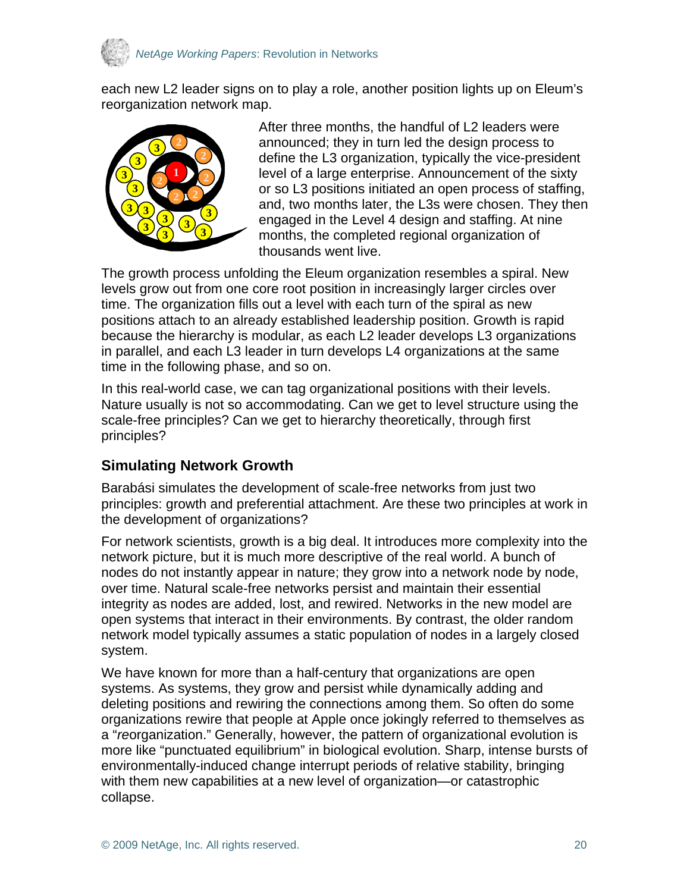each new L2 leader signs on to play a role, another position lights up on Eleum's reorganization network map.

After three months, the handful of L2 leaders were announced; they in turn led the design process to define the L3 organization, typically the vice-president level of a large enterprise. Announcement of the sixty or so L3 positions initiated an open process of staffing, and, two months later, the L3s were chosen. They then engaged in the Level 4 design and staffing. At nine months, the completed regional organization of thousands went live.

The growth process unfolding the Eleum organization resembles a spiral. New levels grow out from one core root position in increasingly larger circles over time. The organization fills out a level with each turn of the spiral as new positions attach to an already established leadership position. Growth is rapid because the hierarchy is modular, as each L2 leader develops L3 organizations in parallel, and each L3 leader in turn develops L4 organizations at the same time in the following phase, and so on.

In this real-world case, we can tag organizational positions with their levels. Nature usually is not so accommodating. Can we get to level structure using the scale-free principles? Can we get to hierarchy theoretically, through first principles?

### Simulating Network Growth

Barabási simulates the development of scale-free networks from just two principles: growth and preferential attachment. Are these two principles at work in the development of organizations?

For network scientists, growth is a big deal. It introduces more complexity into the network picture, but it is much more descriptive of the real world. A bunch of nodes do not instantly appear in nature; they grow into a network node by node, over time. Natural scale-free networks persist and maintain their essential integrity as nodes are added, lost, and rewired. Networks in the new model are open systems that interact in their environments. By contrast, the older random network model typically assumes a static population of nodes in a largely closed system.

We have known for more than a half-century that organizations are open systems. As systems, they grow and persist while dynamically adding and deleting positions and rewiring the connections among them. So often do some organizations rewire that people at Apple once jokingly referred to themselves as a "*re*organization." Generally, however, the pattern of organizational evolution is more like "punctuated equilibrium" in biological evolution. Sharp, intense bursts of environmentally-induced change interrupt periods of relative stability, bringing with them new capabilities at a new level of organization—or catastrophic collapse.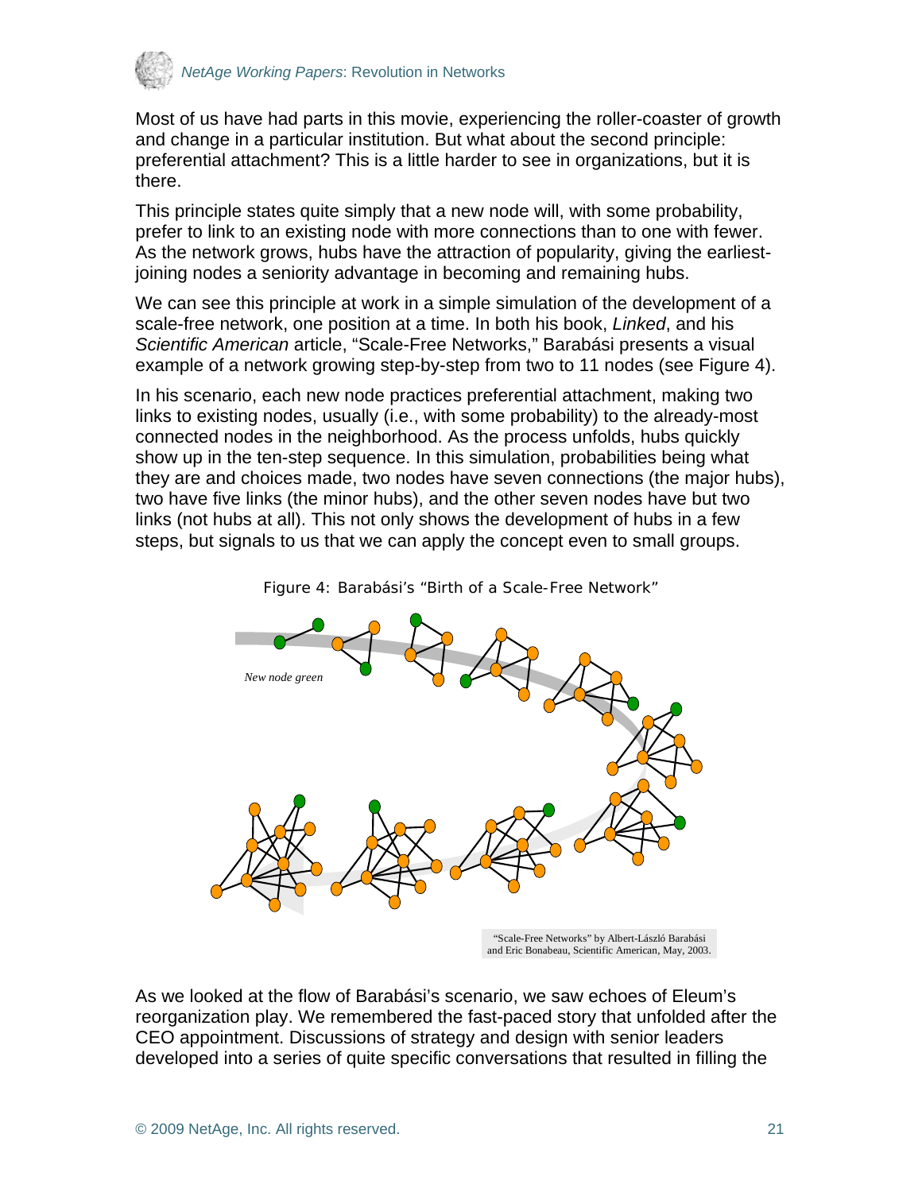Most of us have had parts in this movie, experiencing the roller-coaster of growth and change in a particular institution. But what about the second principle: preferential attachment? This is a little harder to see in organizations, but it is there.

This principle states quite simply that a new node will, with some probability, prefer to link to an existing node with more connections than to one with fewer. As the network grows, hubs have the attraction of popularity, giving the earliest-joining nodes a seniority advantage in becoming and remaining hubs.

We can see this principle at work in a simple simulation of the development of a scale-free network, one position at a time. In both his book, *Linked*, and his *Scientific American* article, "Scale-Free Networks," Barabási presents a visual example of a network growing step-by-step from two to 11 nodes (see Figure 4).

In his scenario, each new node practices preferential attachment, making two links to existing nodes, usually (i.e., with some probability) to the already-most connected nodes in the neighborhood. As the process unfolds, hubs quickly show up in the ten-step sequence. In this simulation, probabilities being what they are and choices made, two nodes have seven connections (the major hubs), two have five links (the minor hubs), and the other seven nodes have but two links (not hubs at all). This not only shows the development of hubs in a few steps, but signals to us that we can apply the concept even to small groups.

Figure 4: Barabási's "Birth of a Scale-Free Network"

*New node green*

"Scale-Free Networks" by Albert-László Barabási and Eric Bonabeau, Scientific American, May, 2003.

As we looked at the flow of Barabási's scenario, we saw echoes of Eleum's reorganization play. We remembered the fast-paced story that unfolded after the CEO appointment. Discussions of strategy and design with senior leaders developed into a series of quite specific conversations that resulted in filling the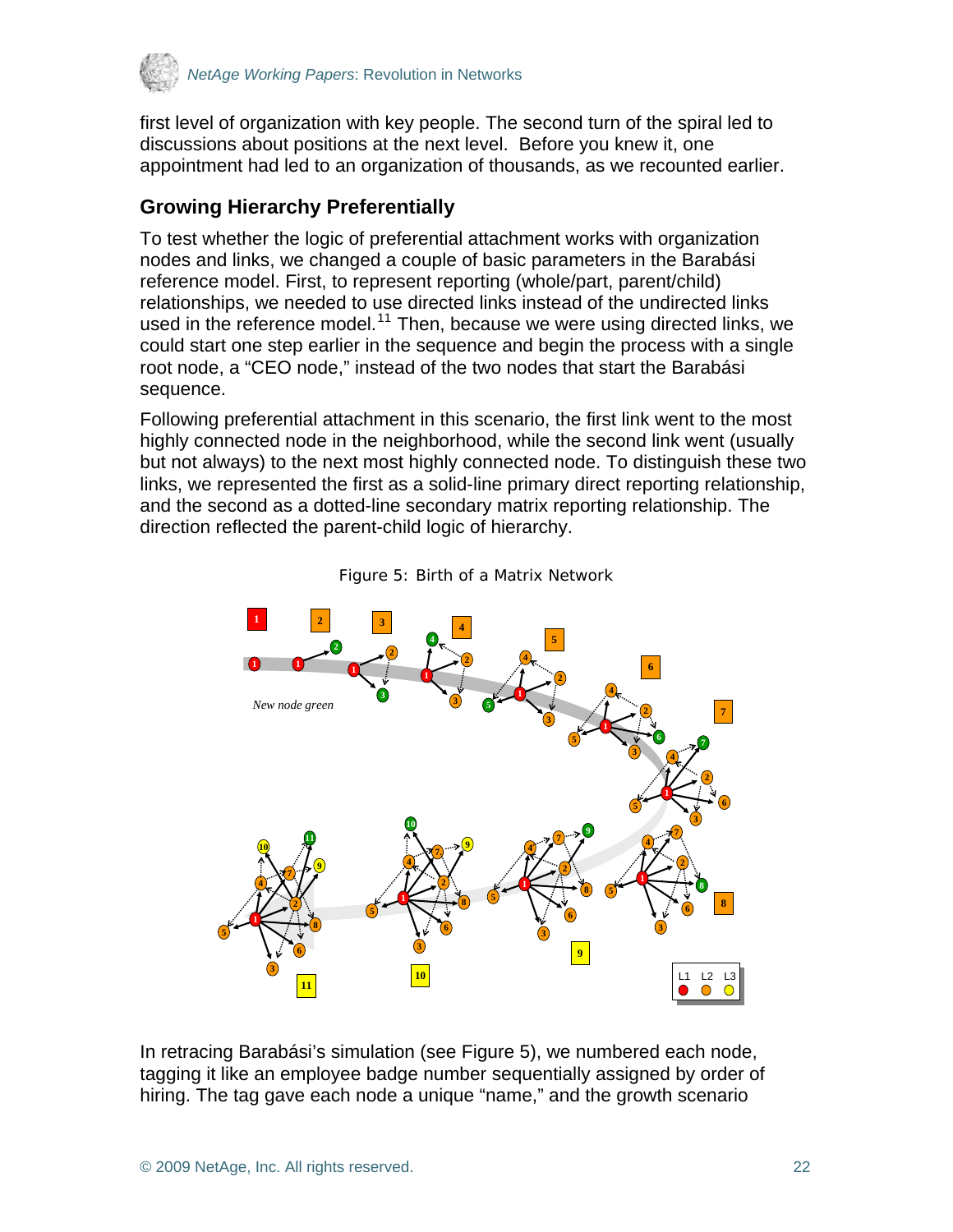first level of organization with key people. The second turn of the spiral led to discussions about positions at the next level. Before you knew it, one appointment had led to an organization of thousands, as we recounted earlier.

## Growing Hierarchy Preferentially

To test whether the logic of preferential attachment works with organization nodes and links, we changed a couple of basic parameters in the Barabási reference model. First, to represent reporting (whole/part, parent/child) relationships, we needed to use directed links instead of the undirected links used in the reference model.[11] Then, because we were using directed links, we could start one step earlier in the sequence and begin the process with a single root node, a "CEO node," instead of the two nodes that start the Barabási sequence.

Following preferential attachment in this scenario, the first link went to the most highly connected node in the neighborhood, while the second link went (usually but not always) to the next most highly connected node. To distinguish these two links, we represented the first as a solid-line primary direct reporting relationship, and the second as a dotted-line secondary matrix reporting relationship. The direction reflected the parent-child logic of hierarchy.

Figure 5: Birth of a Matrix Network

*New node green*

L1 L2 L3

In retracing Barabási's simulation (see Figure 5), we numbered each node, tagging it like an employee badge number sequentially assigned by order of hiring. The tag gave each node a unique "name," and the growth scenario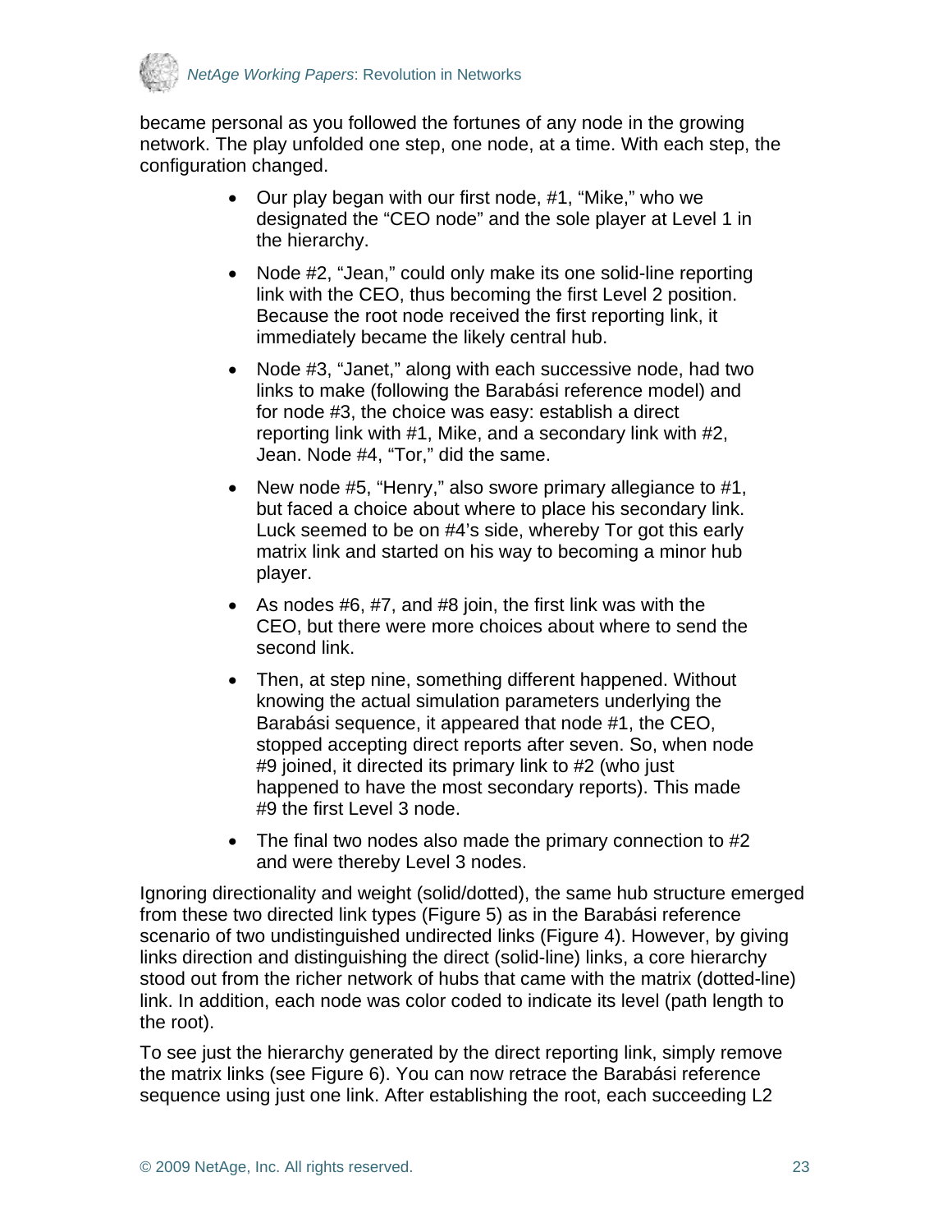became personal as you followed the fortunes of any node in the growing network. The play unfolded one step, one node, at a time. With each step, the configuration changed.

- Our play began with our first node, #1, "Mike," who we designated the "CEO node" and the sole player at Level 1 in the hierarchy.
- Node #2, "Jean," could only make its one solid-line reporting link with the CEO, thus becoming the first Level 2 position. Because the root node received the first reporting link, it immediately became the likely central hub.
- Node #3, "Janet," along with each successive node, had two links to make (following the Barabási reference model) and for node #3, the choice was easy: establish a direct reporting link with #1, Mike, and a secondary link with #2, Jean. Node #4, "Tor," did the same.
- New node #5, "Henry," also swore primary allegiance to #1, but faced a choice about where to place his secondary link. Luck seemed to be on #4's side, whereby Tor got this early matrix link and started on his way to becoming a minor hub player.
- As nodes #6, #7, and #8 join, the first link was with the CEO, but there were more choices about where to send the second link.
- Then, at step nine, something different happened. Without knowing the actual simulation parameters underlying the Barabási sequence, it appeared that node #1, the CEO, stopped accepting direct reports after seven. So, when node #9 joined, it directed its primary link to #2 (who just happened to have the most secondary reports). This made #9 the first Level 3 node.
- The final two nodes also made the primary connection to #2 and were thereby Level 3 nodes.

Ignoring directionality and weight (solid/dotted), the same hub structure emerged from these two directed link types (Figure 5) as in the Barabási reference scenario of two undistinguished undirected links (Figure 4). However, by giving links direction and distinguishing the direct (solid-line) links, a core hierarchy stood out from the richer network of hubs that came with the matrix (dotted-line) link. In addition, each node was color coded to indicate its level (path length to the root).

To see just the hierarchy generated by the direct reporting link, simply remove the matrix links (see Figure 6). You can now retrace the Barabási reference sequence using just one link. After establishing the root, each succeeding L2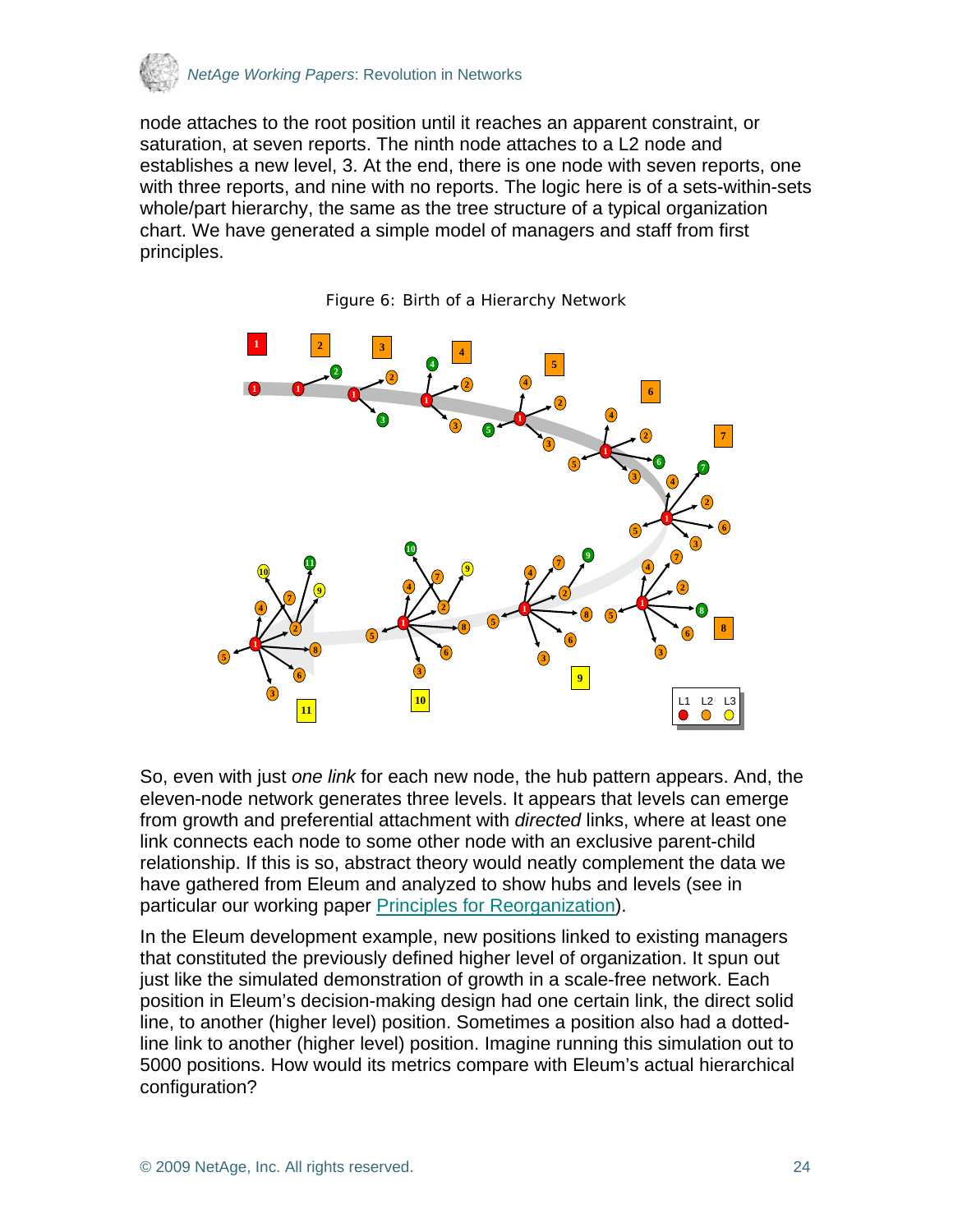node attaches to the root position until it reaches an apparent constraint, or saturation, at seven reports. The ninth node attaches to a L2 node and establishes a new level, 3. At the end, there is one node with seven reports, one with three reports, and nine with no reports. The logic here is of a sets-within-sets whole/part hierarchy, the same as the tree structure of a typical organization chart. We have generated a simple model of managers and staff from first principles.

Figure 6: Birth of a Hierarchy Network

1 2 3 4 5 6 7 8 9 10 11

L1 L2 L3

So, even with just *one link* for each new node, the hub pattern appears. And, the eleven-node network generates three levels. It appears that levels can emerge from growth and preferential attachment with *directed* links, where at least one link connects each node to some other node with an exclusive parent-child relationship. If this is so, abstract theory would neatly complement the data we have gathered from Eleum and analyzed to show hubs and levels (see in particular our working paper Principles for Reorganization).

In the Eleum development example, new positions linked to existing managers that constituted the previously defined higher level of organization. It spun out just like the simulated demonstration of growth in a scale-free network. Each position in Eleum's decision-making design had one certain link, the direct solid line, to another (higher level) position. Sometimes a position also had a dotted-line link to another (higher level) position. Imagine running this simulation out to 5000 positions. How would its metrics compare with Eleum's actual hierarchical configuration?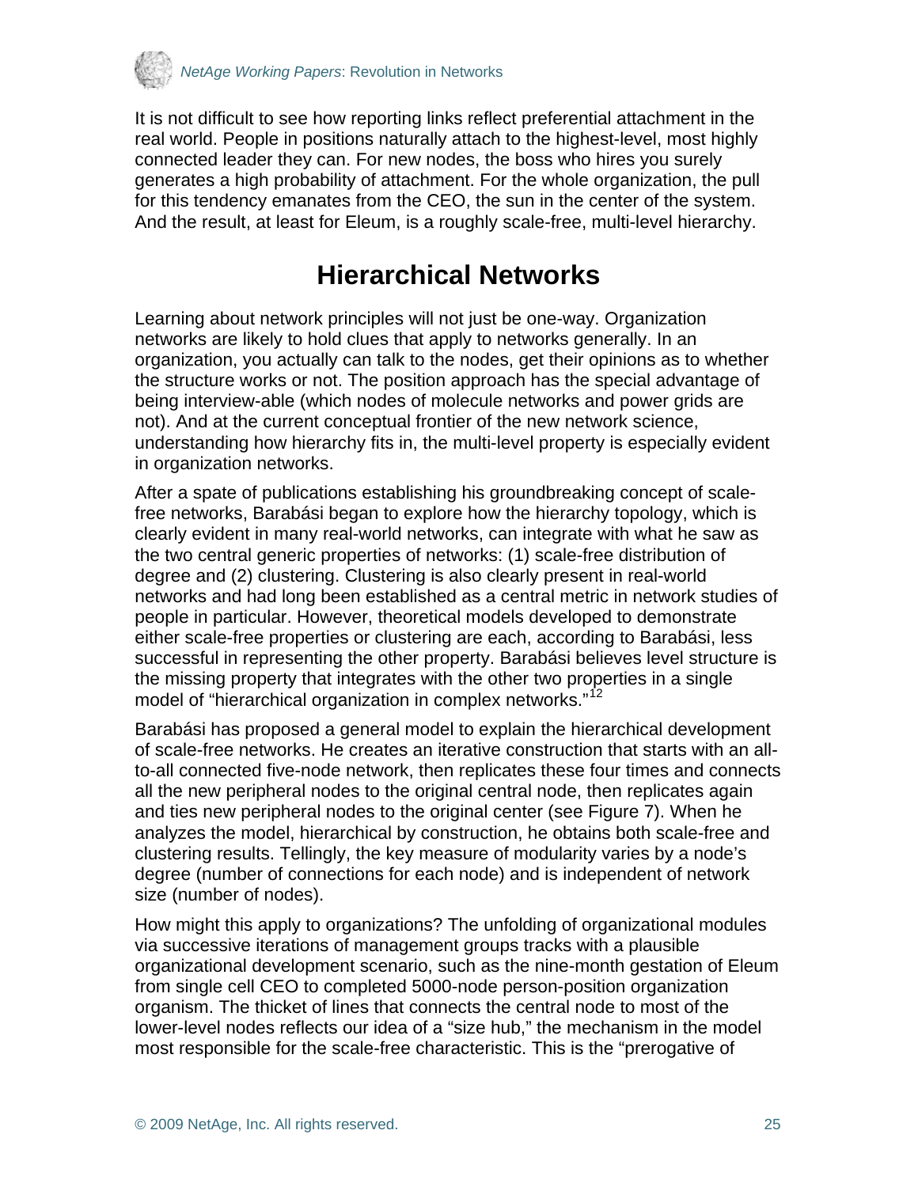It is not difficult to see how reporting links reflect preferential attachment in the real world. People in positions naturally attach to the highest-level, most highly connected leader they can. For new nodes, the boss who hires you surely generates a high probability of attachment. For the whole organization, the pull for this tendency emanates from the CEO, the sun in the center of the system. And the result, at least for Eleum, is a roughly scale-free, multi-level hierarchy.

## Hierarchical Networks

Learning about network principles will not just be one-way. Organization networks are likely to hold clues that apply to networks generally. In an organization, you actually can talk to the nodes, get their opinions as to whether the structure works or not. The position approach has the special advantage of being interview-able (which nodes of molecule networks and power grids are not). And at the current conceptual frontier of the new network science, understanding how hierarchy fits in, the multi-level property is especially evident in organization networks.

After a spate of publications establishing his groundbreaking concept of scale-free networks, Barabási began to explore how the hierarchy topology, which is clearly evident in many real-world networks, can integrate with what he saw as the two central generic properties of networks: (1) scale-free distribution of degree and (2) clustering. Clustering is also clearly present in real-world networks and had long been established as a central metric in network studies of people in particular. However, theoretical models developed to demonstrate either scale-free properties or clustering are each, according to Barabási, less successful in representing the other property. Barabási believes level structure is the missing property that integrates with the other two properties in a single model of "hierarchical organization in complex networks."[12]

Barabási has proposed a general model to explain the hierarchical development of scale-free networks. He creates an iterative construction that starts with an all-to-all connected five-node network, then replicates these four times and connects all the new peripheral nodes to the original central node, then replicates again and ties new peripheral nodes to the original center (see Figure 7). When he analyzes the model, hierarchical by construction, he obtains both scale-free and clustering results. Tellingly, the key measure of modularity varies by a node's degree (number of connections for each node) and is independent of network size (number of nodes).

How might this apply to organizations? The unfolding of organizational modules via successive iterations of management groups tracks with a plausible organizational development scenario, such as the nine-month gestation of Eleum from single cell CEO to completed 5000-node person-position organization organism. The thicket of lines that connects the central node to most of the lower-level nodes reflects our idea of a "size hub," the mechanism in the model most responsible for the scale-free characteristic. This is the "prerogative of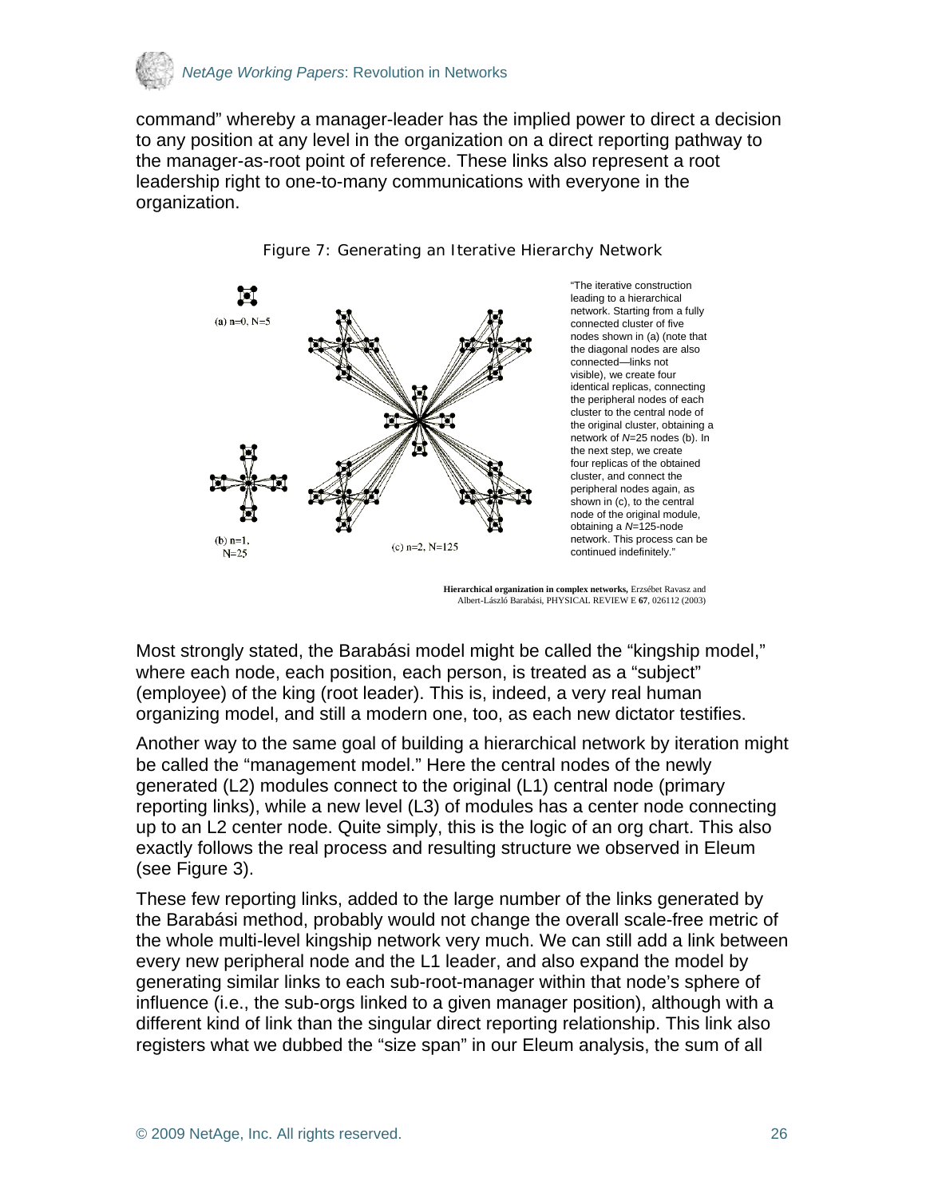command" whereby a manager-leader has the implied power to direct a decision to any position at any level in the organization on a direct reporting pathway to the manager-as-root point of reference. These links also represent a root leadership right to one-to-many communications with everyone in the organization.

Figure 7: Generating an Iterative Hierarchy Network

(a) n=0, N=5

(b) n=1, N=25

(c) n=2, N=125

"The iterative construction leading to a hierarchical network. Starting from a fully connected cluster of five nodes shown in (a) (note that the diagonal nodes are also connected—links not visible), we create four identical replicas, connecting the peripheral nodes of each cluster to the central node of the original cluster, obtaining a network of *N*=25 nodes (b). In the next step, we create four replicas of the obtained cluster, and connect the peripheral nodes again, as shown in (c), to the central node of the original module, obtaining a *N*=125-node network. This process can be continued indefinitely."

**Hierarchical organization in complex networks,** Erzsébet Ravasz and Albert-László Barabási, PHYSICAL REVIEW E **67**, 026112 (2003)

Most strongly stated, the Barabási model might be called the "kingship model," where each node, each position, each person, is treated as a "subject" (employee) of the king (root leader). This is, indeed, a very real human organizing model, and still a modern one, too, as each new dictator testifies.

Another way to the same goal of building a hierarchical network by iteration might be called the "management model." Here the central nodes of the newly generated (L2) modules connect to the original (L1) central node (primary reporting links), while a new level (L3) of modules has a center node connecting up to an L2 center node. Quite simply, this is the logic of an org chart. This also exactly follows the real process and resulting structure we observed in Eleum (see Figure 3).

These few reporting links, added to the large number of the links generated by the Barabási method, probably would not change the overall scale-free metric of the whole multi-level kingship network very much. We can still add a link between every new peripheral node and the L1 leader, and also expand the model by generating similar links to each sub-root-manager within that node's sphere of influence (i.e., the sub-orgs linked to a given manager position), although with a different kind of link than the singular direct reporting relationship. This link also registers what we dubbed the "size span" in our Eleum analysis, the sum of all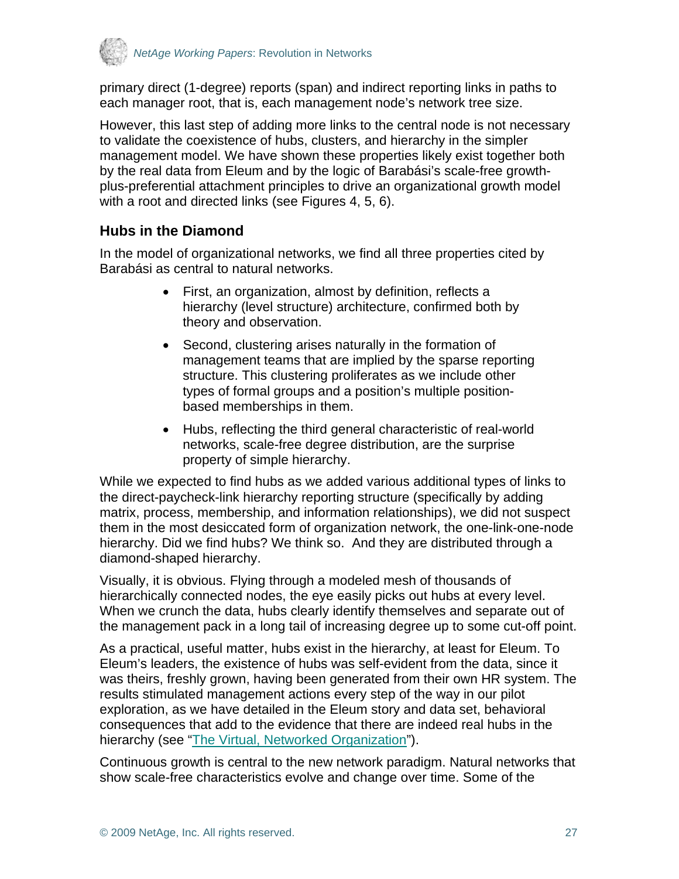primary direct (1-degree) reports (span) and indirect reporting links in paths to each manager root, that is, each management node's network tree size.

However, this last step of adding more links to the central node is not necessary to validate the coexistence of hubs, clusters, and hierarchy in the simpler management model. We have shown these properties likely exist together both by the real data from Eleum and by the logic of Barabási's scale-free growth-plus-preferential attachment principles to drive an organizational growth model with a root and directed links (see Figures 4, 5, 6).

## Hubs in the Diamond

In the model of organizational networks, we find all three properties cited by Barabási as central to natural networks.

- First, an organization, almost by definition, reflects a hierarchy (level structure) architecture, confirmed both by theory and observation.
- Second, clustering arises naturally in the formation of management teams that are implied by the sparse reporting structure. This clustering proliferates as we include other types of formal groups and a position's multiple position-based memberships in them.
- Hubs, reflecting the third general characteristic of real-world networks, scale-free degree distribution, are the surprise property of simple hierarchy.

While we expected to find hubs as we added various additional types of links to the direct-paycheck-link hierarchy reporting structure (specifically by adding matrix, process, membership, and information relationships), we did not suspect them in the most desiccated form of organization network, the one-link-one-node hierarchy. Did we find hubs? We think so. And they are distributed through a diamond-shaped hierarchy.

Visually, it is obvious. Flying through a modeled mesh of thousands of hierarchically connected nodes, the eye easily picks out hubs at every level. When we crunch the data, hubs clearly identify themselves and separate out of the management pack in a long tail of increasing degree up to some cut-off point.

As a practical, useful matter, hubs exist in the hierarchy, at least for Eleum. To Eleum's leaders, the existence of hubs was self-evident from the data, since it was theirs, freshly grown, having been generated from their own HR system. The results stimulated management actions every step of the way in our pilot exploration, as we have detailed in the Eleum story and data set, behavioral consequences that add to the evidence that there are indeed real hubs in the hierarchy (see "The Virtual, Networked Organization").

Continuous growth is central to the new network paradigm. Natural networks that show scale-free characteristics evolve and change over time. Some of the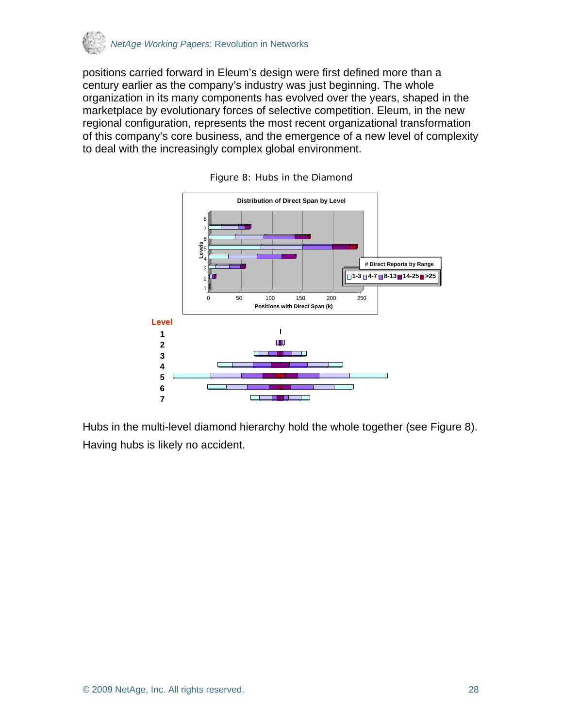positions carried forward in Eleum's design were first defined more than a century earlier as the company's industry was just beginning. The whole organization in its many components has evolved over the years, shaped in the marketplace by evolutionary forces of selective competition. Eleum, in the new regional configuration, represents the most recent organizational transformation of this company's core business, and the emergence of a new level of complexity to deal with the increasingly complex global environment.

Figure 8: Hubs in the Diamond

Distribution of Direct Span by Level

Levels

8
7
6
5
4
3
2
1

0 50 100 150 200 250

Positions with Direct Span (k)

# Direct Reports by Range

1-3 4-7 8-13 14-25 >25

Level

1
2
3
4
5
6
7

Hubs in the multi-level diamond hierarchy hold the whole together (see Figure 8). Having hubs is likely no accident.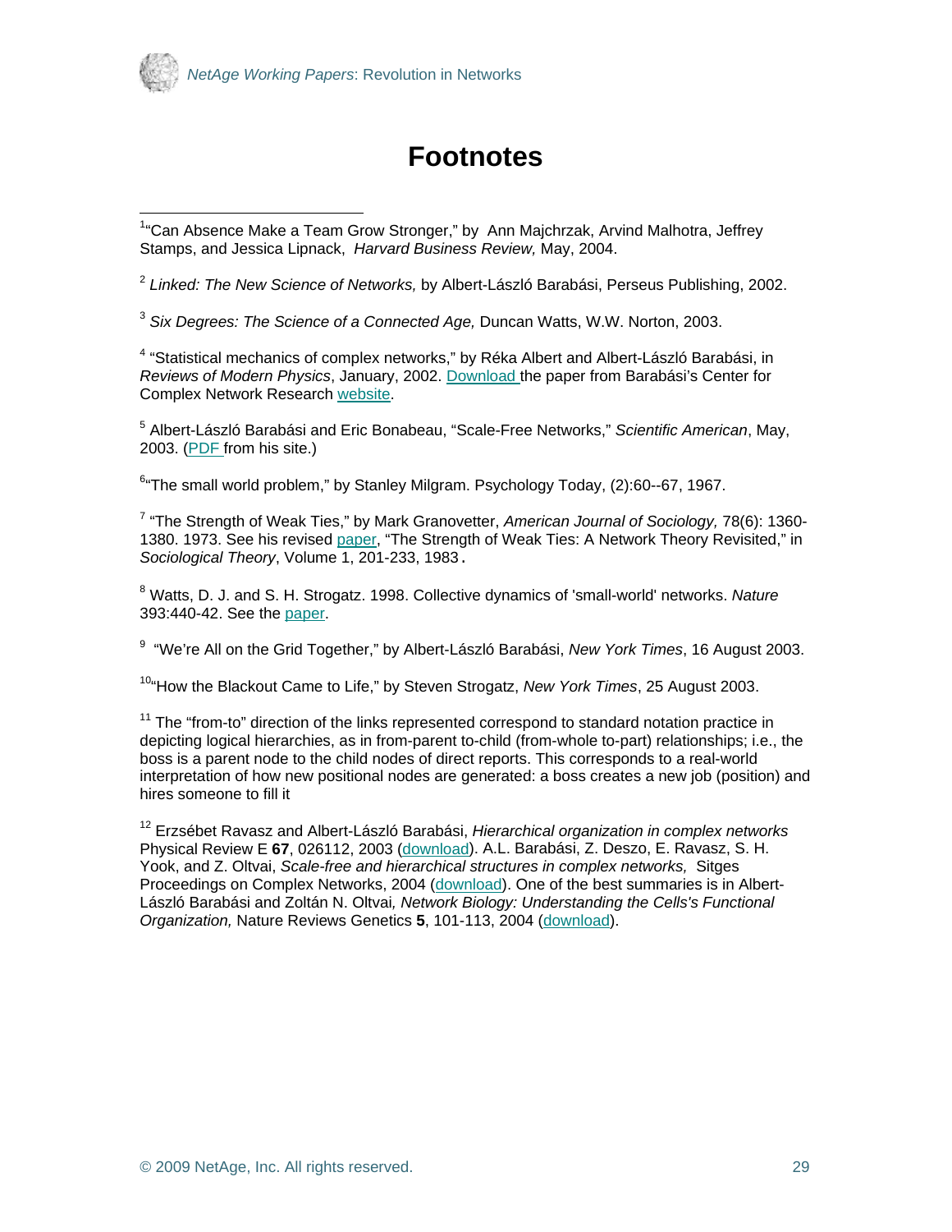# Footnotes

[1]"Can Absence Make a Team Grow Stronger," by Ann Majchrzak, Arvind Malhotra, Jeffrey Stamps, and Jessica Lipnack, *Harvard Business Review,* May, 2004.

[2] *Linked: The New Science of Networks,* by Albert-László Barabási, Perseus Publishing, 2002.

[3] *Six Degrees: The Science of a Connected Age,* Duncan Watts, W.W. Norton, 2003.

[4] "Statistical mechanics of complex networks," by Réka Albert and Albert-László Barabási, in *Reviews of Modern Physics*, January, 2002. Download the paper from Barabási's Center for Complex Network Research website.

[5] Albert-László Barabási and Eric Bonabeau, "Scale-Free Networks," *Scientific American*, May, 2003. (PDF from his site.)

[6]"The small world problem," by Stanley Milgram. Psychology Today, (2):60--67, 1967.

[7] "The Strength of Weak Ties," by Mark Granovetter, *American Journal of Sociology,* 78(6): 1360-1380. 1973. See his revised paper, "The Strength of Weak Ties: A Network Theory Revisited," in *Sociological Theory*, Volume 1, 201-233, 1983.

[8] Watts, D. J. and S. H. Strogatz. 1998. Collective dynamics of 'small-world' networks. *Nature* 393:440-42. See the paper.

[9] "We're All on the Grid Together," by Albert-László Barabási, *New York Times*, 16 August 2003.

[10]"How the Blackout Came to Life," by Steven Strogatz, *New York Times*, 25 August 2003.

[11] The "from-to" direction of the links represented correspond to standard notation practice in depicting logical hierarchies, as in from-parent to-child (from-whole to-part) relationships; i.e., the boss is a parent node to the child nodes of direct reports. This corresponds to a real-world interpretation of how new positional nodes are generated: a boss creates a new job (position) and hires someone to fill it

[12] Erzsébet Ravasz and Albert-László Barabási, *Hierarchical organization in complex networks* Physical Review E **67**, 026112, 2003 (download). A.L. Barabási, Z. Deszo, E. Ravasz, S. H. Yook, and Z. Oltvai, *Scale-free and hierarchical structures in complex networks,* Sitges Proceedings on Complex Networks, 2004 (download). One of the best summaries is in Albert-László Barabási and Zoltán N. Oltvai*, Network Biology: Understanding the Cells's Functional Organization,* Nature Reviews Genetics **5**, 101-113, 2004 (download).